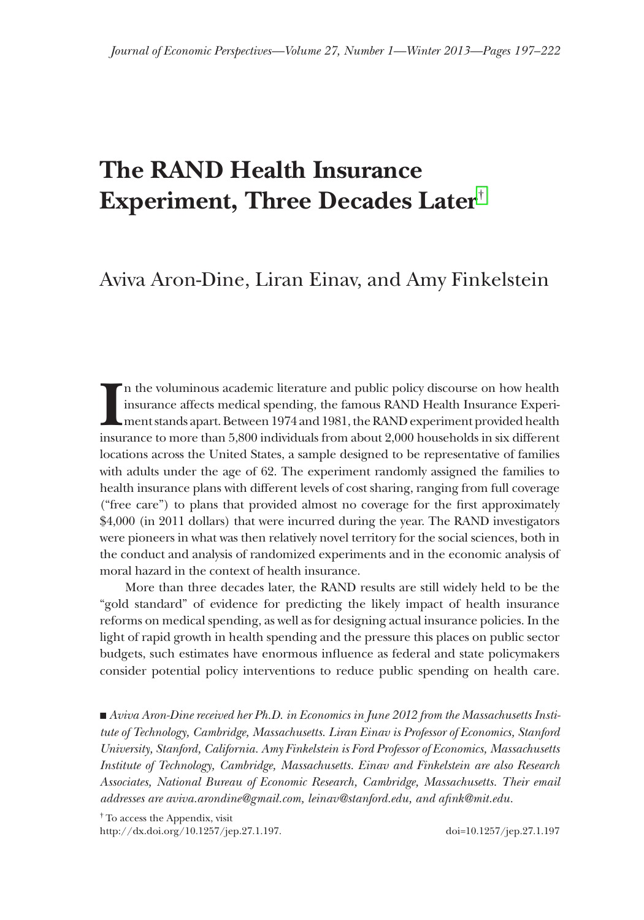# The RAND Health Insurance Experiment, Three Decades Later[†]

Aviva Aron-Dine, Liran Einav, and Amy Finkelstein

In the voluminous academic literature and public policy discourse on how health insurance affects medical spending, the famous RAND Health Insurance Experiment stands apart. Between 1974 and 1981, the RAND experiment provided health insurance to more than 5,800 individuals from about 2,000 households in six different locations across the United States, a sample designed to be representative of families with adults under the age of 62. The experiment randomly assigned the families to health insurance plans with different levels of cost sharing, ranging from full coverage ("free care") to plans that provided almost no coverage for the first approximately \$4,000 (in 2011 dollars) that were incurred during the year. The RAND investigators were pioneers in what was then relatively novel territory for the social sciences, both in the conduct and analysis of randomized experiments and in the economic analysis of moral hazard in the context of health insurance.

More than three decades later, the RAND results are still widely held to be the "gold standard" of evidence for predicting the likely impact of health insurance reforms on medical spending, as well as for designing actual insurance policies. In the light of rapid growth in health spending and the pressure this places on public sector budgets, such estimates have enormous influence as federal and state policymakers consider potential policy interventions to reduce public spending on health care.

■ *Aviva Aron-Dine received her Ph.D. in Economics in June 2012 from the Massachusetts Institute of Technology, Cambridge, Massachusetts. Liran Einav is Professor of Economics, Stanford University, Stanford, California. Amy Finkelstein is Ford Professor of Economics, Massachusetts Institute of Technology, Cambridge, Massachusetts. Einav and Finkelstein are also Research Associates, National Bureau of Economic Research, Cambridge, Massachusetts. Their email addresses are aviva.arondine@gmail.com, leinav@stanford.edu, and afink@mit.edu.*

[†] To access the Appendix, visit http://dx.doi.org/10.1257/jep.27.1.197.

doi=10.1257/jep.27.1.197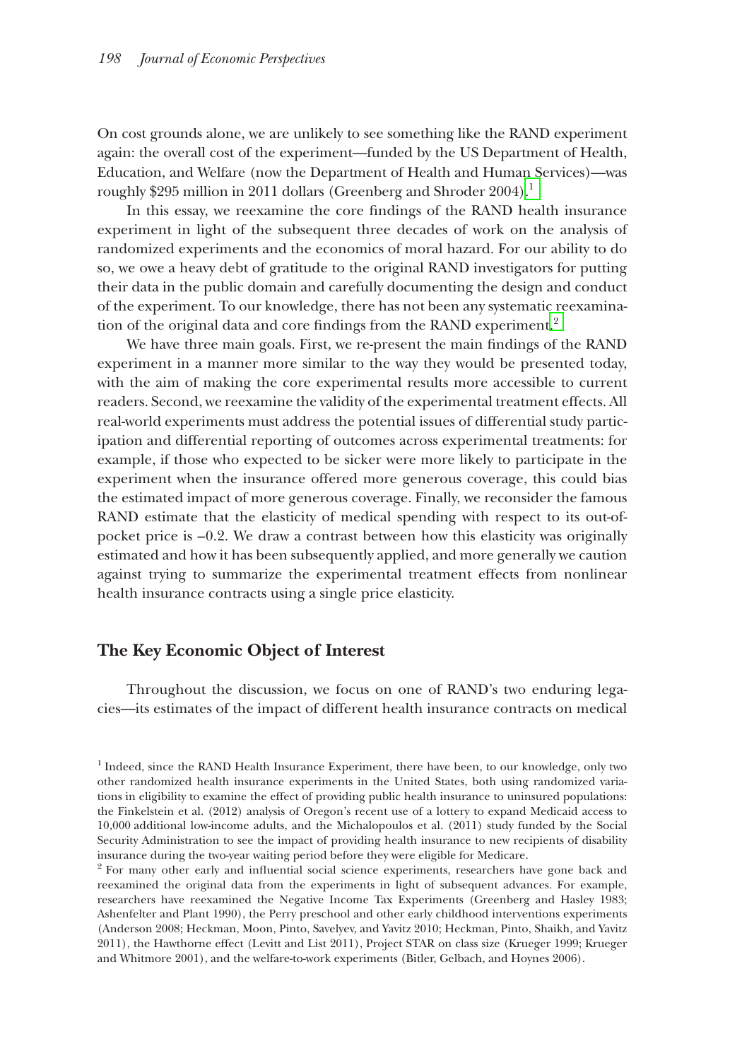On cost grounds alone, we are unlikely to see something like the RAND experiment again: the overall cost of the experiment—funded by the US Department of Health, Education, and Welfare (now the Department of Health and Human Services)—was roughly $295 million in 2011 dollars (Greenberg and Shroder 2004).[1]

In this essay, we reexamine the core findings of the RAND health insurance experiment in light of the subsequent three decades of work on the analysis of randomized experiments and the economics of moral hazard. For our ability to do so, we owe a heavy debt of gratitude to the original RAND investigators for putting their data in the public domain and carefully documenting the design and conduct of the experiment. To our knowledge, there has not been any systematic reexamination of the original data and core findings from the RAND experiment.[2]

We have three main goals. First, we re-present the main findings of the RAND experiment in a manner more similar to the way they would be presented today, with the aim of making the core experimental results more accessible to current readers. Second, we reexamine the validity of the experimental treatment effects. All real-world experiments must address the potential issues of differential study participation and differential reporting of outcomes across experimental treatments: for example, if those who expected to be sicker were more likely to participate in the experiment when the insurance offered more generous coverage, this could bias the estimated impact of more generous coverage. Finally, we reconsider the famous RAND estimate that the elasticity of medical spending with respect to its out-of-pocket price is –0.2. We draw a contrast between how this elasticity was originally estimated and how it has been subsequently applied, and more generally we caution against trying to summarize the experimental treatment effects from nonlinear health insurance contracts using a single price elasticity.

## The Key Economic Object of Interest

Throughout the discussion, we focus on one of RAND's two enduring legacies—its estimates of the impact of different health insurance contracts on medical

[1] Indeed, since the RAND Health Insurance Experiment, there have been, to our knowledge, only two other randomized health insurance experiments in the United States, both using randomized variations in eligibility to examine the effect of providing public health insurance to uninsured populations: the Finkelstein et al. (2012) analysis of Oregon's recent use of a lottery to expand Medicaid access to 10,000 additional low-income adults, and the Michalopoulos et al. (2011) study funded by the Social Security Administration to see the impact of providing health insurance to new recipients of disability insurance during the two-year waiting period before they were eligible for Medicare.

[2] For many other early and influential social science experiments, researchers have gone back and reexamined the original data from the experiments in light of subsequent advances. For example, researchers have reexamined the Negative Income Tax Experiments (Greenberg and Hasley 1983; Ashenfelter and Plant 1990), the Perry preschool and other early childhood interventions experiments (Anderson 2008; Heckman, Moon, Pinto, Savelyev, and Yavitz 2010; Heckman, Pinto, Shaikh, and Yavitz 2011), the Hawthorne effect (Levitt and List 2011), Project STAR on class size (Krueger 1999; Krueger and Whitmore 2001), and the welfare-to-work experiments (Bitler, Gelbach, and Hoynes 2006).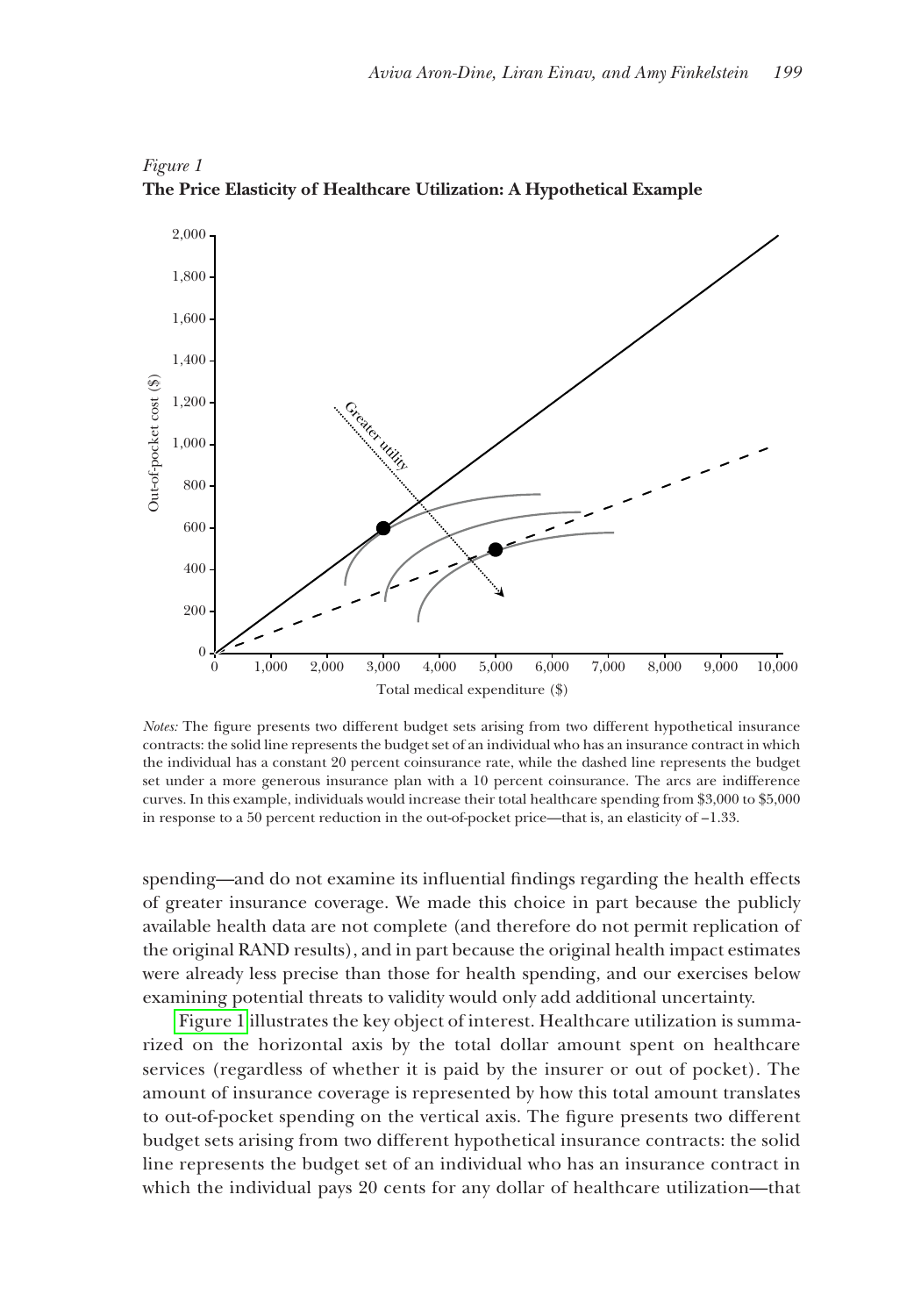*Figure 1*
**The Price Elasticity of Healthcare Utilization: A Hypothetical Example**

*Notes:* The figure presents two different budget sets arising from two different hypothetical insurance contracts: the solid line represents the budget set of an individual who has an insurance contract in which the individual has a constant 20 percent coinsurance rate, while the dashed line represents the budget set under a more generous insurance plan with a 10 percent coinsurance. The arcs are indifference curves. In this example, individuals would increase their total healthcare spending from \$3,000 to \$5,000 in response to a 50 percent reduction in the out-of-pocket price—that is, an elasticity of –1.33.

spending—and do not examine its influential findings regarding the health effects of greater insurance coverage. We made this choice in part because the publicly available health data are not complete (and therefore do not permit replication of the original RAND results), and in part because the original health impact estimates were already less precise than those for health spending, and our exercises below examining potential threats to validity would only add additional uncertainty.

Figure 1 illustrates the key object of interest. Healthcare utilization is summarized on the horizontal axis by the total dollar amount spent on healthcare services (regardless of whether it is paid by the insurer or out of pocket). The amount of insurance coverage is represented by how this total amount translates to out-of-pocket spending on the vertical axis. The figure presents two different budget sets arising from two different hypothetical insurance contracts: the solid line represents the budget set of an individual who has an insurance contract in which the individual pays 20 cents for any dollar of healthcare utilization—that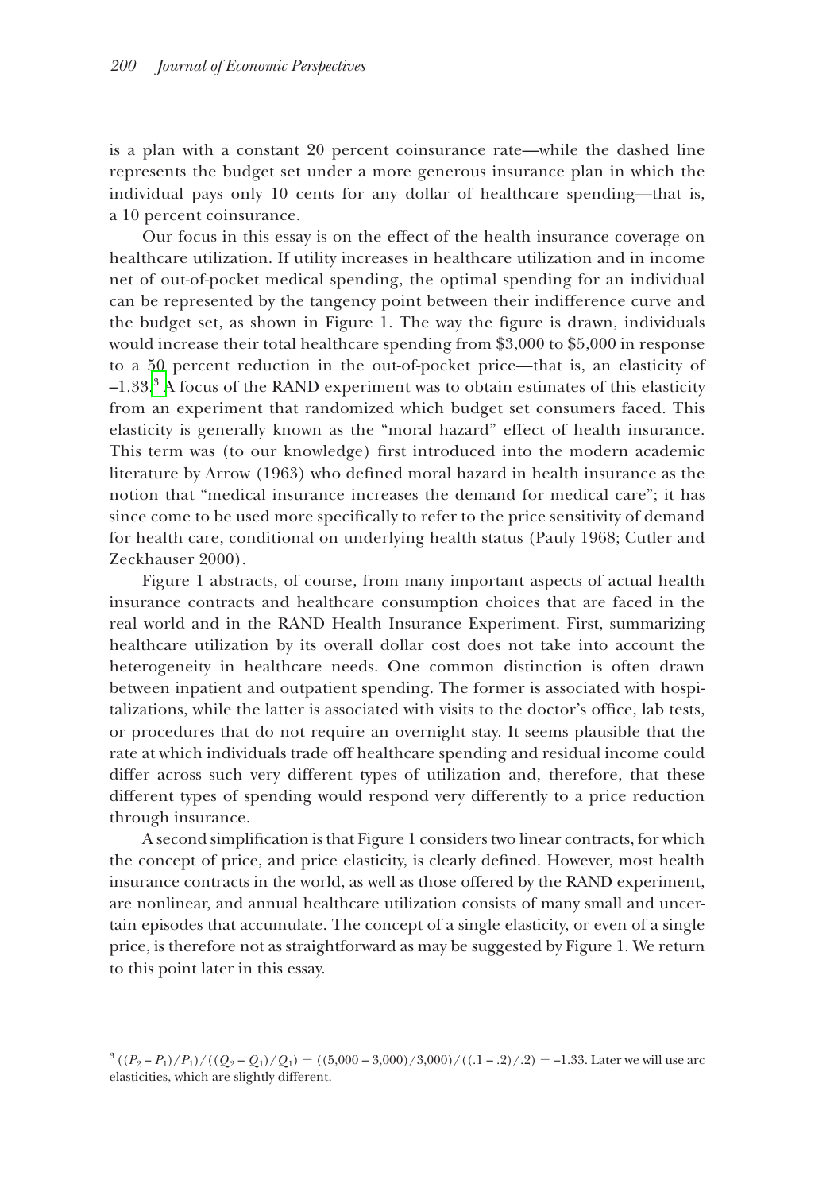is a plan with a constant 20 percent coinsurance rate—while the dashed line represents the budget set under a more generous insurance plan in which the individual pays only 10 cents for any dollar of healthcare spending—that is, a 10 percent coinsurance.

Our focus in this essay is on the effect of the health insurance coverage on healthcare utilization. If utility increases in healthcare utilization and in income net of out-of-pocket medical spending, the optimal spending for an individual can be represented by the tangency point between their indifference curve and the budget set, as shown in Figure 1. The way the figure is drawn, individuals would increase their total healthcare spending from \$3,000 to \$5,000 in response to a 50 percent reduction in the out-of-pocket price—that is, an elasticity of –1.33.[3] A focus of the RAND experiment was to obtain estimates of this elasticity from an experiment that randomized which budget set consumers faced. This elasticity is generally known as the "moral hazard" effect of health insurance. This term was (to our knowledge) first introduced into the modern academic literature by Arrow (1963) who defined moral hazard in health insurance as the notion that "medical insurance increases the demand for medical care"; it has since come to be used more specifically to refer to the price sensitivity of demand for health care, conditional on underlying health status (Pauly 1968; Cutler and Zeckhauser 2000).

Figure 1 abstracts, of course, from many important aspects of actual health insurance contracts and healthcare consumption choices that are faced in the real world and in the RAND Health Insurance Experiment. First, summarizing healthcare utilization by its overall dollar cost does not take into account the heterogeneity in healthcare needs. One common distinction is often drawn between inpatient and outpatient spending. The former is associated with hospitalizations, while the latter is associated with visits to the doctor's office, lab tests, or procedures that do not require an overnight stay. It seems plausible that the rate at which individuals trade off healthcare spending and residual income could differ across such very different types of utilization and, therefore, that these different types of spending would respond very differently to a price reduction through insurance.

A second simplification is that Figure 1 considers two linear contracts, for which the concept of price, and price elasticity, is clearly defined. However, most health insurance contracts in the world, as well as those offered by the RAND experiment, are nonlinear, and annual healthcare utilization consists of many small and uncertain episodes that accumulate. The concept of a single elasticity, or even of a single price, is therefore not as straightforward as may be suggested by Figure 1. We return to this point later in this essay.

[3] $((P_2 - P_1)/P_1)/((Q_2 - Q_1)/Q_1) = ((5{,}000 - 3{,}000)/3{,}000)/((.1 - .2)/.2) = -1.33$. Later we will use arc elasticities, which are slightly different.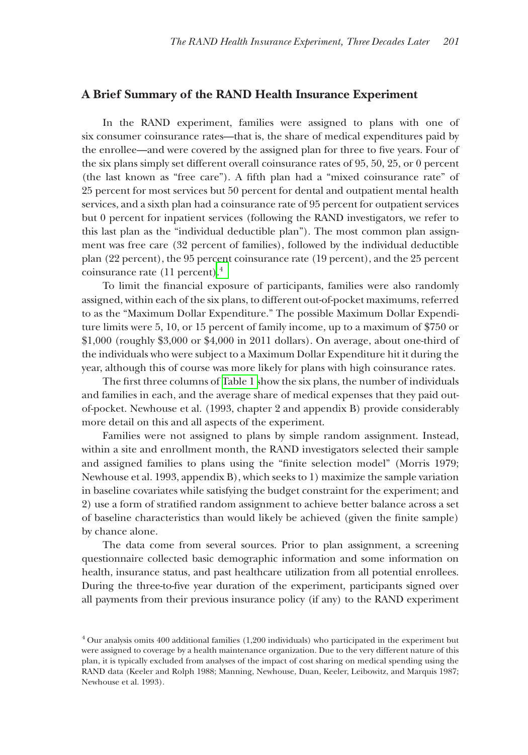## A Brief Summary of the RAND Health Insurance Experiment

In the RAND experiment, families were assigned to plans with one of six consumer coinsurance rates—that is, the share of medical expenditures paid by the enrollee—and were covered by the assigned plan for three to five years. Four of the six plans simply set different overall coinsurance rates of 95, 50, 25, or 0 percent (the last known as "free care"). A fifth plan had a "mixed coinsurance rate" of 25 percent for most services but 50 percent for dental and outpatient mental health services, and a sixth plan had a coinsurance rate of 95 percent for outpatient services but 0 percent for inpatient services (following the RAND investigators, we refer to this last plan as the "individual deductible plan"). The most common plan assignment was free care (32 percent of families), followed by the individual deductible plan (22 percent), the 95 percent coinsurance rate (19 percent), and the 25 percent coinsurance rate (11 percent).[4]

To limit the financial exposure of participants, families were also randomly assigned, within each of the six plans, to different out-of-pocket maximums, referred to as the "Maximum Dollar Expenditure." The possible Maximum Dollar Expenditure limits were 5, 10, or 15 percent of family income, up to a maximum of $750 or $1,000 (roughly $3,000 or $4,000 in 2011 dollars). On average, about one-third of the individuals who were subject to a Maximum Dollar Expenditure hit it during the year, although this of course was more likely for plans with high coinsurance rates.

The first three columns of Table 1 show the six plans, the number of individuals and families in each, and the average share of medical expenses that they paid out-of-pocket. Newhouse et al. (1993, chapter 2 and appendix B) provide considerably more detail on this and all aspects of the experiment.

Families were not assigned to plans by simple random assignment. Instead, within a site and enrollment month, the RAND investigators selected their sample and assigned families to plans using the "finite selection model" (Morris 1979; Newhouse et al. 1993, appendix B), which seeks to 1) maximize the sample variation in baseline covariates while satisfying the budget constraint for the experiment; and 2) use a form of stratified random assignment to achieve better balance across a set of baseline characteristics than would likely be achieved (given the finite sample) by chance alone.

The data come from several sources. Prior to plan assignment, a screening questionnaire collected basic demographic information and some information on health, insurance status, and past healthcare utilization from all potential enrollees. During the three-to-five year duration of the experiment, participants signed over all payments from their previous insurance policy (if any) to the RAND experiment

[4] Our analysis omits 400 additional families (1,200 individuals) who participated in the experiment but were assigned to coverage by a health maintenance organization. Due to the very different nature of this plan, it is typically excluded from analyses of the impact of cost sharing on medical spending using the RAND data (Keeler and Rolph 1988; Manning, Newhouse, Duan, Keeler, Leibowitz, and Marquis 1987; Newhouse et al. 1993).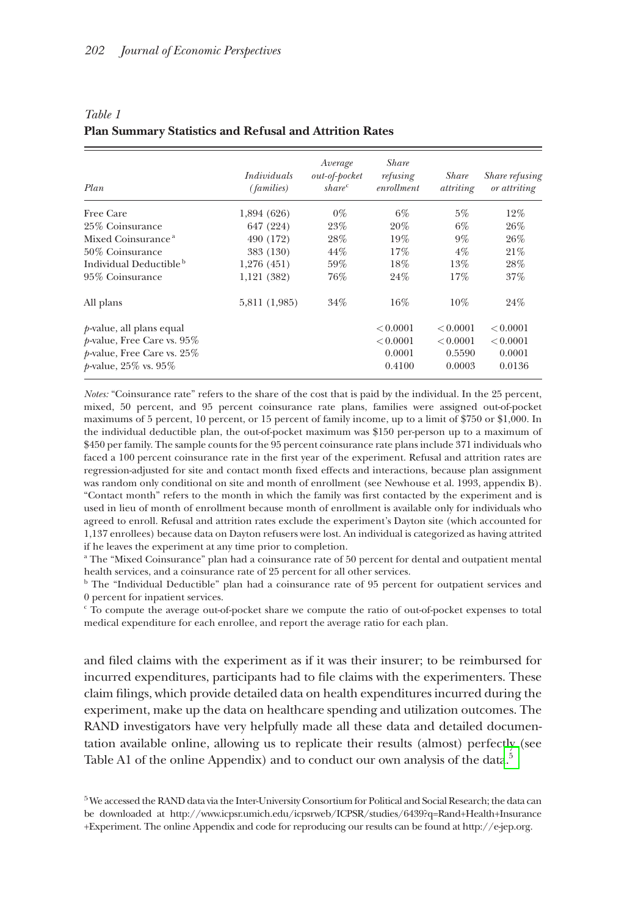*Table 1*
**Plan Summary Statistics and Refusal and Attrition Rates**

| *Plan* | *Individuals (families)* | *Average out-of-pocket share*[c] | *Share refusing enrollment* | *Share attriting* | *Share refusing or attriting* |
|---|---|---|---|---|---|
| Free Care | 1,894 (626) | 0% | 6% | 5% | 12% |
| 25% Coinsurance | 647 (224) | 23% | 20% | 6% | 26% |
| Mixed Coinsurance[a] | 490 (172) | 28% | 19% | 9% | 26% |
| 50% Coinsurance | 383 (130) | 44% | 17% | 4% | 21% |
| Individual Deductible[b] | 1,276 (451) | 59% | 18% | 13% | 28% |
| 95% Coinsurance | 1,121 (382) | 76% | 24% | 17% | 37% |
| All plans | 5,811 (1,985) | 34% | 16% | 10% | 24% |
| *p*-value, all plans equal | | | $< 0.0001$ | $< 0.0001$ | $< 0.0001$ |
| *p*-value, Free Care vs. 95% | | | $< 0.0001$ | $< 0.0001$ | $< 0.0001$ |
| *p*-value, Free Care vs. 25% | | | 0.0001 | 0.5590 | 0.0001 |
| *p*-value, 25% vs. 95% | | | 0.4100 | 0.0003 | 0.0136 |

*Notes:* "Coinsurance rate" refers to the share of the cost that is paid by the individual. In the 25 percent, mixed, 50 percent, and 95 percent coinsurance rate plans, families were assigned out-of-pocket maximums of 5 percent, 10 percent, or 15 percent of family income, up to a limit of $750 or $1,000. In the individual deductible plan, the out-of-pocket maximum was $150 per-person up to a maximum of $450 per family. The sample counts for the 95 percent coinsurance rate plans include 371 individuals who faced a 100 percent coinsurance rate in the first year of the experiment. Refusal and attrition rates are regression-adjusted for site and contact month fixed effects and interactions, because plan assignment was random only conditional on site and month of enrollment (see Newhouse et al. 1993, appendix B). "Contact month" refers to the month in which the family was first contacted by the experiment and is used in lieu of month of enrollment because month of enrollment is available only for individuals who agreed to enroll. Refusal and attrition rates exclude the experiment's Dayton site (which accounted for 1,137 enrollees) because data on Dayton refusers were lost. An individual is categorized as having attrited if he leaves the experiment at any time prior to completion.

[a] The "Mixed Coinsurance" plan had a coinsurance rate of 50 percent for dental and outpatient mental health services, and a coinsurance rate of 25 percent for all other services.

[b] The "Individual Deductible" plan had a coinsurance rate of 95 percent for outpatient services and 0 percent for inpatient services.

[c] To compute the average out-of-pocket share we compute the ratio of out-of-pocket expenses to total medical expenditure for each enrollee, and report the average ratio for each plan.

and filed claims with the experiment as if it was their insurer; to be reimbursed for incurred expenditures, participants had to file claims with the experimenters. These claim filings, which provide detailed data on health expenditures incurred during the experiment, make up the data on healthcare spending and utilization outcomes. The RAND investigators have very helpfully made all these data and detailed documentation available online, allowing us to replicate their results (almost) perfectly (see Table A1 of the online Appendix) and to conduct our own analysis of the data.[5]

[5] We accessed the RAND data via the Inter-University Consortium for Political and Social Research; the data can be downloaded at http://www.icpsr.umich.edu/icpsrweb/ICPSR/studies/6439?q=Rand+Health+Insurance+Experiment. The online Appendix and code for reproducing our results can be found at http://e-jep.org.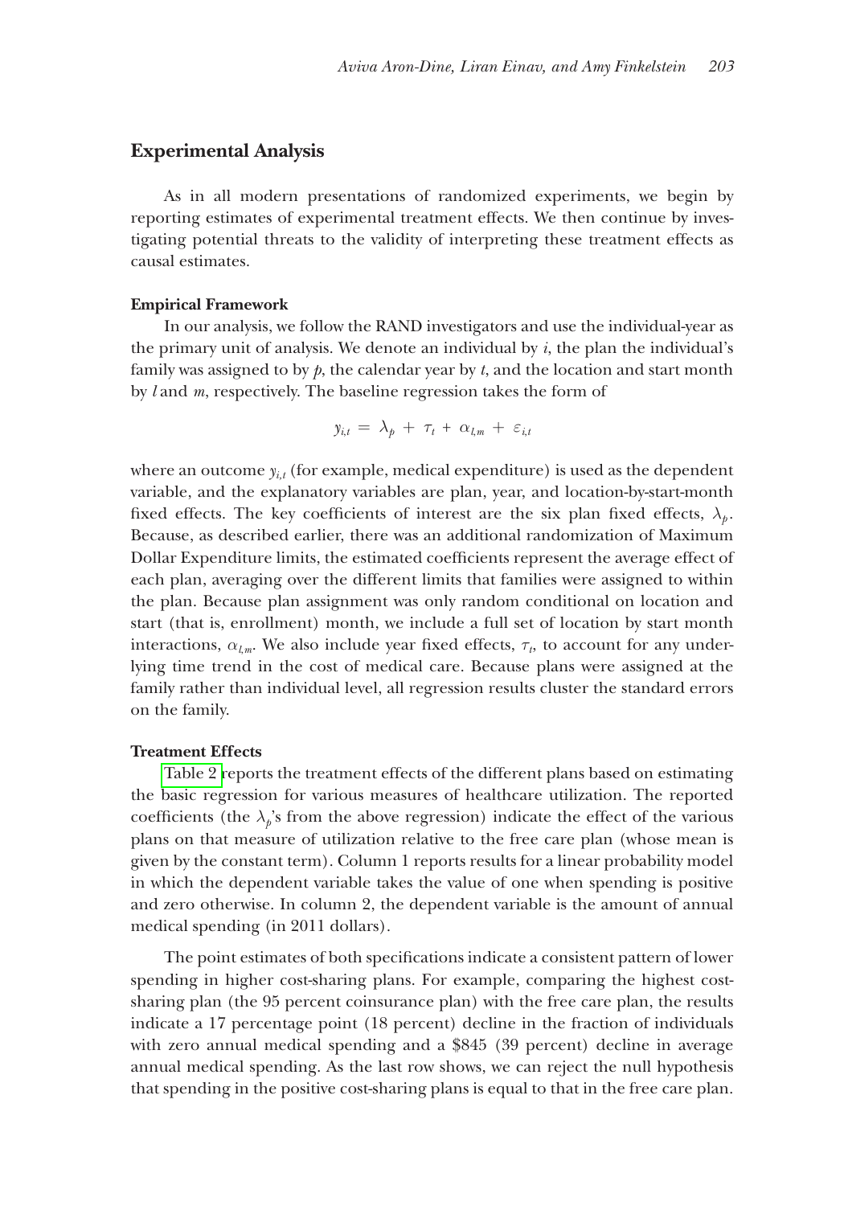## Experimental Analysis

As in all modern presentations of randomized experiments, we begin by reporting estimates of experimental treatment effects. We then continue by investigating potential threats to the validity of interpreting these treatment effects as causal estimates.

### Empirical Framework

In our analysis, we follow the RAND investigators and use the individual-year as the primary unit of analysis. We denote an individual by $i$, the plan the individual's family was assigned to by $p$, the calendar year by $t$, and the location and start month by $l$ and $m$, respectively. The baseline regression takes the form of

$$y_{i,t} = \lambda_p + \tau_t + \alpha_{l,m} + \varepsilon_{i,t}$$

where an outcome $y_{i,t}$ (for example, medical expenditure) is used as the dependent variable, and the explanatory variables are plan, year, and location-by-start-month fixed effects. The key coefficients of interest are the six plan fixed effects, $\lambda_p$. Because, as described earlier, there was an additional randomization of Maximum Dollar Expenditure limits, the estimated coefficients represent the average effect of each plan, averaging over the different limits that families were assigned to within the plan. Because plan assignment was only random conditional on location and start (that is, enrollment) month, we include a full set of location by start month interactions, $\alpha_{l,m}$. We also include year fixed effects, $\tau_t$, to account for any underlying time trend in the cost of medical care. Because plans were assigned at the family rather than individual level, all regression results cluster the standard errors on the family.

### Treatment Effects

Table 2 reports the treatment effects of the different plans based on estimating the basic regression for various measures of healthcare utilization. The reported coefficients (the $\lambda_p$'s from the above regression) indicate the effect of the various plans on that measure of utilization relative to the free care plan (whose mean is given by the constant term). Column 1 reports results for a linear probability model in which the dependent variable takes the value of one when spending is positive and zero otherwise. In column 2, the dependent variable is the amount of annual medical spending (in 2011 dollars).

The point estimates of both specifications indicate a consistent pattern of lower spending in higher cost-sharing plans. For example, comparing the highest cost-sharing plan (the 95 percent coinsurance plan) with the free care plan, the results indicate a 17 percentage point (18 percent) decline in the fraction of individuals with zero annual medical spending and a $845 (39 percent) decline in average annual medical spending. As the last row shows, we can reject the null hypothesis that spending in the positive cost-sharing plans is equal to that in the free care plan.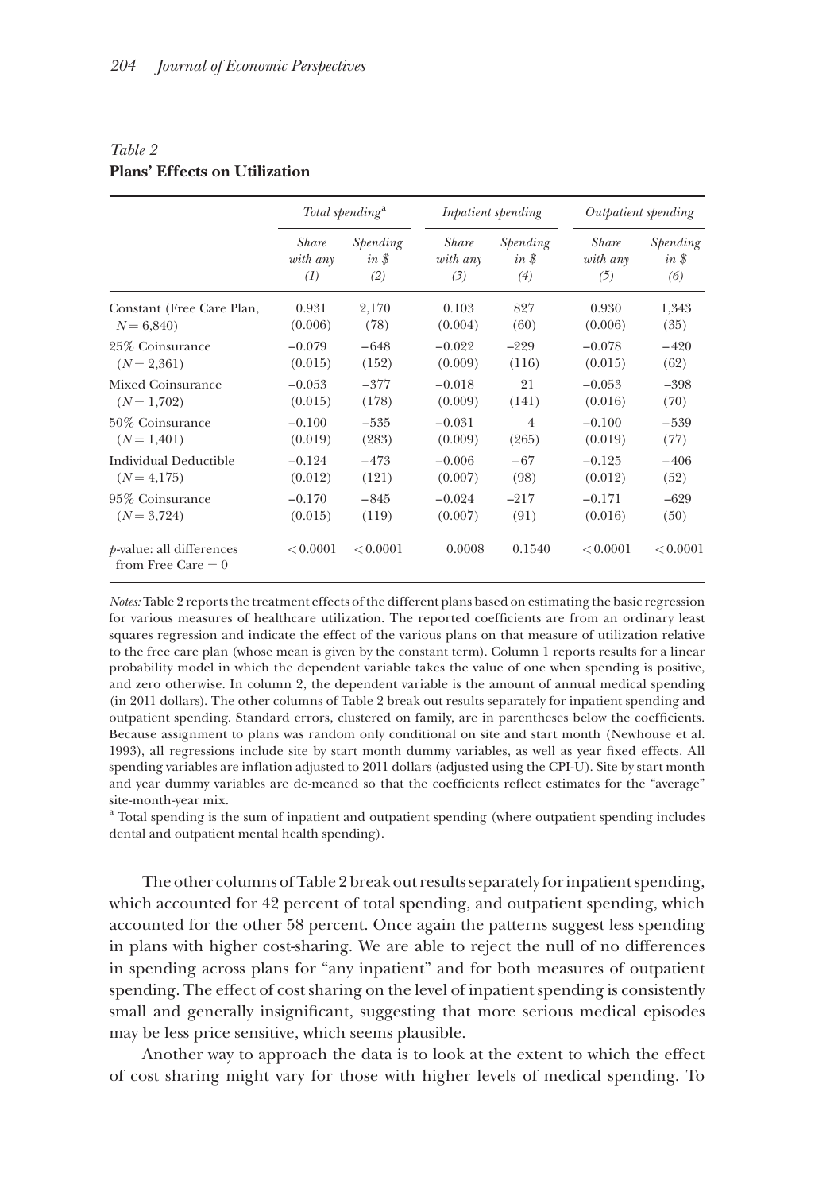*Table 2*
**Plans' Effects on Utilization**

| | *Total spending*[a] | | *Inpatient spending* | | *Outpatient spending* | |
|---|---|---|---|---|---|---|
| | *Share with any* (1) | *Spending in $* (2) | *Share with any* (3) | *Spending in $* (4) | *Share with any* (5) | *Spending in $* (6) |
| Constant (Free Care Plan, $N = 6{,}840$) | 0.931 (0.006) | 2,170 (78) | 0.103 (0.004) | 827 (60) | 0.930 (0.006) | 1,343 (35) |
| 25% Coinsurance ($N = 2{,}361$) | −0.079 (0.015) | −648 (152) | −0.022 (0.009) | −229 (116) | −0.078 (0.015) | −420 (62) |
| Mixed Coinsurance ($N = 1{,}702$) | −0.053 (0.015) | −377 (178) | −0.018 (0.009) | 21 (141) | −0.053 (0.016) | −398 (70) |
| 50% Coinsurance ($N = 1{,}401$) | −0.100 (0.019) | −535 (283) | −0.031 (0.009) | 4 (265) | −0.100 (0.019) | −539 (77) |
| Individual Deductible ($N = 4{,}175$) | −0.124 (0.012) | −473 (121) | −0.006 (0.007) | −67 (98) | −0.125 (0.012) | −406 (52) |
| 95% Coinsurance ($N = 3{,}724$) | −0.170 (0.015) | −845 (119) | −0.024 (0.007) | −217 (91) | −0.171 (0.016) | −629 (50) |
| $p$-value: all differences from Free Care = 0 | < 0.0001 | < 0.0001 | 0.0008 | 0.1540 | < 0.0001 | < 0.0001 |

*Notes:* Table 2 reports the treatment effects of the different plans based on estimating the basic regression for various measures of healthcare utilization. The reported coefficients are from an ordinary least squares regression and indicate the effect of the various plans on that measure of utilization relative to the free care plan (whose mean is given by the constant term). Column 1 reports results for a linear probability model in which the dependent variable takes the value of one when spending is positive, and zero otherwise. In column 2, the dependent variable is the amount of annual medical spending (in 2011 dollars). The other columns of Table 2 break out results separately for inpatient spending and outpatient spending. Standard errors, clustered on family, are in parentheses below the coefficients. Because assignment to plans was random only conditional on site and start month (Newhouse et al. 1993), all regressions include site by start month dummy variables, as well as year fixed effects. All spending variables are inflation adjusted to 2011 dollars (adjusted using the CPI-U). Site by start month and year dummy variables are de-meaned so that the coefficients reflect estimates for the "average" site-month-year mix.

[a] Total spending is the sum of inpatient and outpatient spending (where outpatient spending includes dental and outpatient mental health spending).

The other columns of Table 2 break out results separately for inpatient spending, which accounted for 42 percent of total spending, and outpatient spending, which accounted for the other 58 percent. Once again the patterns suggest less spending in plans with higher cost-sharing. We are able to reject the null of no differences in spending across plans for "any inpatient" and for both measures of outpatient spending. The effect of cost sharing on the level of inpatient spending is consistently small and generally insignificant, suggesting that more serious medical episodes may be less price sensitive, which seems plausible.

Another way to approach the data is to look at the extent to which the effect of cost sharing might vary for those with higher levels of medical spending. To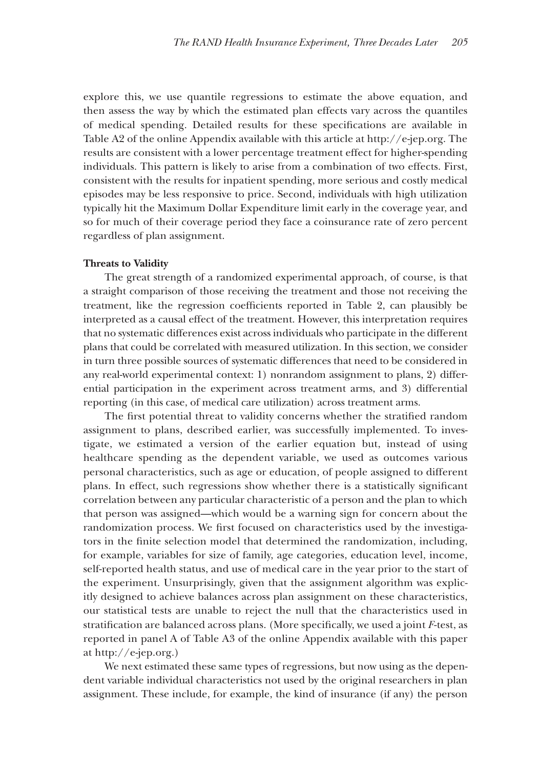explore this, we use quantile regressions to estimate the above equation, and then assess the way by which the estimated plan effects vary across the quantiles of medical spending. Detailed results for these specifications are available in Table A2 of the online Appendix available with this article at http://e-jep.org. The results are consistent with a lower percentage treatment effect for higher-spending individuals. This pattern is likely to arise from a combination of two effects. First, consistent with the results for inpatient spending, more serious and costly medical episodes may be less responsive to price. Second, individuals with high utilization typically hit the Maximum Dollar Expenditure limit early in the coverage year, and so for much of their coverage period they face a coinsurance rate of zero percent regardless of plan assignment.

### Threats to Validity

The great strength of a randomized experimental approach, of course, is that a straight comparison of those receiving the treatment and those not receiving the treatment, like the regression coefficients reported in Table 2, can plausibly be interpreted as a causal effect of the treatment. However, this interpretation requires that no systematic differences exist across individuals who participate in the different plans that could be correlated with measured utilization. In this section, we consider in turn three possible sources of systematic differences that need to be considered in any real-world experimental context: 1) nonrandom assignment to plans, 2) differential participation in the experiment across treatment arms, and 3) differential reporting (in this case, of medical care utilization) across treatment arms.

The first potential threat to validity concerns whether the stratified random assignment to plans, described earlier, was successfully implemented. To investigate, we estimated a version of the earlier equation but, instead of using healthcare spending as the dependent variable, we used as outcomes various personal characteristics, such as age or education, of people assigned to different plans. In effect, such regressions show whether there is a statistically significant correlation between any particular characteristic of a person and the plan to which that person was assigned—which would be a warning sign for concern about the randomization process. We first focused on characteristics used by the investigators in the finite selection model that determined the randomization, including, for example, variables for size of family, age categories, education level, income, self-reported health status, and use of medical care in the year prior to the start of the experiment. Unsurprisingly, given that the assignment algorithm was explicitly designed to achieve balances across plan assignment on these characteristics, our statistical tests are unable to reject the null that the characteristics used in stratification are balanced across plans. (More specifically, we used a joint $F$-test, as reported in panel A of Table A3 of the online Appendix available with this paper at http://e-jep.org.)

We next estimated these same types of regressions, but now using as the dependent variable individual characteristics not used by the original researchers in plan assignment. These include, for example, the kind of insurance (if any) the person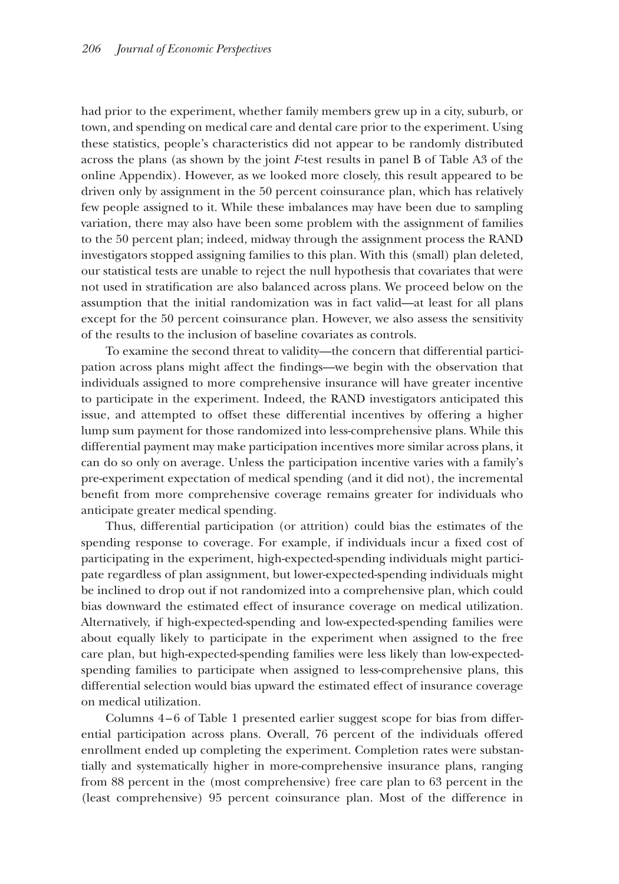had prior to the experiment, whether family members grew up in a city, suburb, or town, and spending on medical care and dental care prior to the experiment. Using these statistics, people's characteristics did not appear to be randomly distributed across the plans (as shown by the joint *F*-test results in panel B of Table A3 of the online Appendix). However, as we looked more closely, this result appeared to be driven only by assignment in the 50 percent coinsurance plan, which has relatively few people assigned to it. While these imbalances may have been due to sampling variation, there may also have been some problem with the assignment of families to the 50 percent plan; indeed, midway through the assignment process the RAND investigators stopped assigning families to this plan. With this (small) plan deleted, our statistical tests are unable to reject the null hypothesis that covariates that were not used in stratification are also balanced across plans. We proceed below on the assumption that the initial randomization was in fact valid—at least for all plans except for the 50 percent coinsurance plan. However, we also assess the sensitivity of the results to the inclusion of baseline covariates as controls.

To examine the second threat to validity—the concern that differential participation across plans might affect the findings—we begin with the observation that individuals assigned to more comprehensive insurance will have greater incentive to participate in the experiment. Indeed, the RAND investigators anticipated this issue, and attempted to offset these differential incentives by offering a higher lump sum payment for those randomized into less-comprehensive plans. While this differential payment may make participation incentives more similar across plans, it can do so only on average. Unless the participation incentive varies with a family's pre-experiment expectation of medical spending (and it did not), the incremental benefit from more comprehensive coverage remains greater for individuals who anticipate greater medical spending.

Thus, differential participation (or attrition) could bias the estimates of the spending response to coverage. For example, if individuals incur a fixed cost of participating in the experiment, high-expected-spending individuals might participate regardless of plan assignment, but lower-expected-spending individuals might be inclined to drop out if not randomized into a comprehensive plan, which could bias downward the estimated effect of insurance coverage on medical utilization. Alternatively, if high-expected-spending and low-expected-spending families were about equally likely to participate in the experiment when assigned to the free care plan, but high-expected-spending families were less likely than low-expected-spending families to participate when assigned to less-comprehensive plans, this differential selection would bias upward the estimated effect of insurance coverage on medical utilization.

Columns 4–6 of Table 1 presented earlier suggest scope for bias from differential participation across plans. Overall, 76 percent of the individuals offered enrollment ended up completing the experiment. Completion rates were substantially and systematically higher in more-comprehensive insurance plans, ranging from 88 percent in the (most comprehensive) free care plan to 63 percent in the (least comprehensive) 95 percent coinsurance plan. Most of the difference in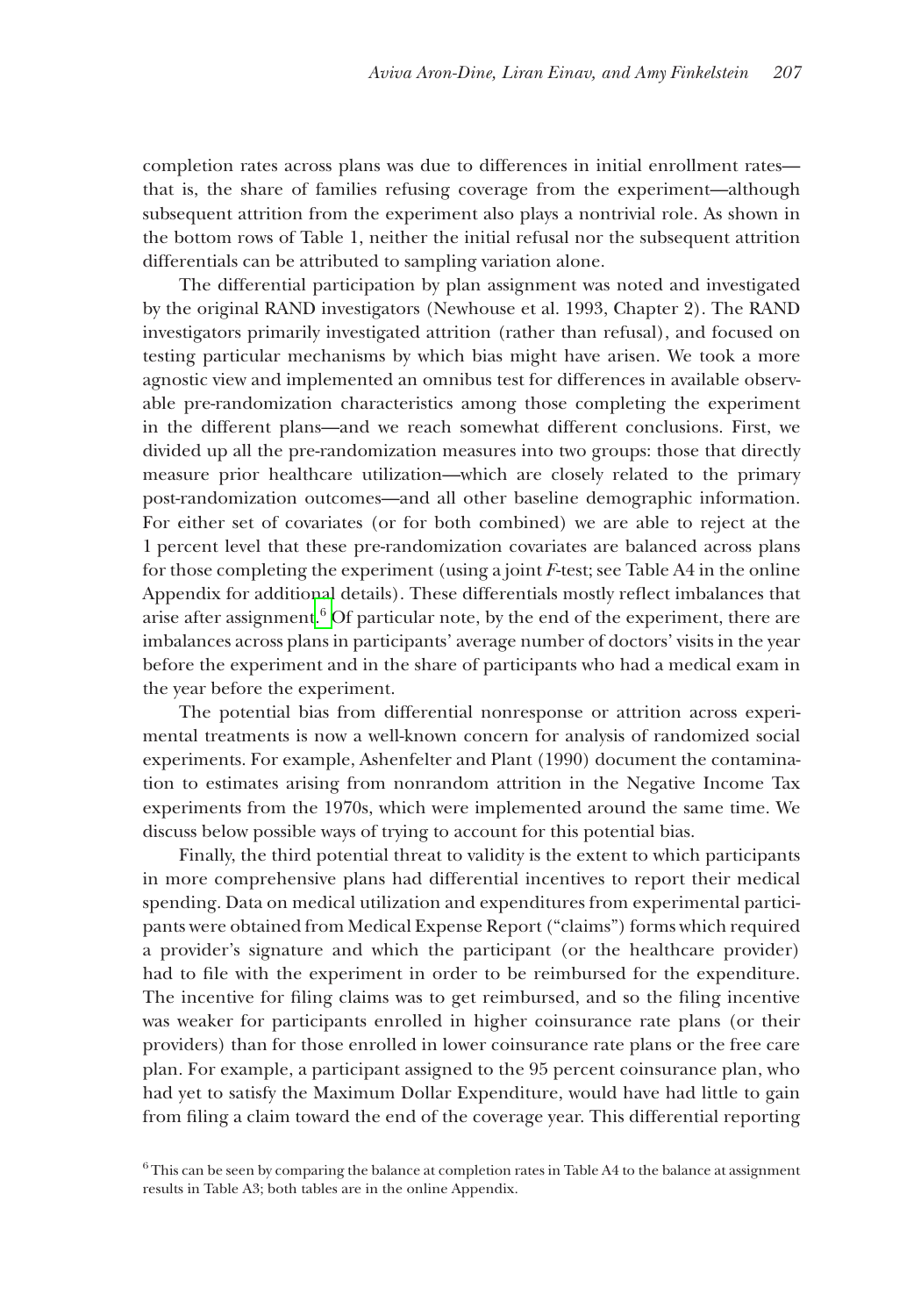completion rates across plans was due to differences in initial enrollment rates—that is, the share of families refusing coverage from the experiment—although subsequent attrition from the experiment also plays a nontrivial role. As shown in the bottom rows of Table 1, neither the initial refusal nor the subsequent attrition differentials can be attributed to sampling variation alone.

The differential participation by plan assignment was noted and investigated by the original RAND investigators (Newhouse et al. 1993, Chapter 2). The RAND investigators primarily investigated attrition (rather than refusal), and focused on testing particular mechanisms by which bias might have arisen. We took a more agnostic view and implemented an omnibus test for differences in available observable pre-randomization characteristics among those completing the experiment in the different plans—and we reach somewhat different conclusions. First, we divided up all the pre-randomization measures into two groups: those that directly measure prior healthcare utilization—which are closely related to the primary post-randomization outcomes—and all other baseline demographic information. For either set of covariates (or for both combined) we are able to reject at the 1 percent level that these pre-randomization covariates are balanced across plans for those completing the experiment (using a joint *F*-test; see Table A4 in the online Appendix for additional details). These differentials mostly reflect imbalances that arise after assignment.[6] Of particular note, by the end of the experiment, there are imbalances across plans in participants' average number of doctors' visits in the year before the experiment and in the share of participants who had a medical exam in the year before the experiment.

The potential bias from differential nonresponse or attrition across experimental treatments is now a well-known concern for analysis of randomized social experiments. For example, Ashenfelter and Plant (1990) document the contamination to estimates arising from nonrandom attrition in the Negative Income Tax experiments from the 1970s, which were implemented around the same time. We discuss below possible ways of trying to account for this potential bias.

Finally, the third potential threat to validity is the extent to which participants in more comprehensive plans had differential incentives to report their medical spending. Data on medical utilization and expenditures from experimental participants were obtained from Medical Expense Report ("claims") forms which required a provider's signature and which the participant (or the healthcare provider) had to file with the experiment in order to be reimbursed for the expenditure. The incentive for filing claims was to get reimbursed, and so the filing incentive was weaker for participants enrolled in higher coinsurance rate plans (or their providers) than for those enrolled in lower coinsurance rate plans or the free care plan. For example, a participant assigned to the 95 percent coinsurance plan, who had yet to satisfy the Maximum Dollar Expenditure, would have had little to gain from filing a claim toward the end of the coverage year. This differential reporting

[6] This can be seen by comparing the balance at completion rates in Table A4 to the balance at assignment results in Table A3; both tables are in the online Appendix.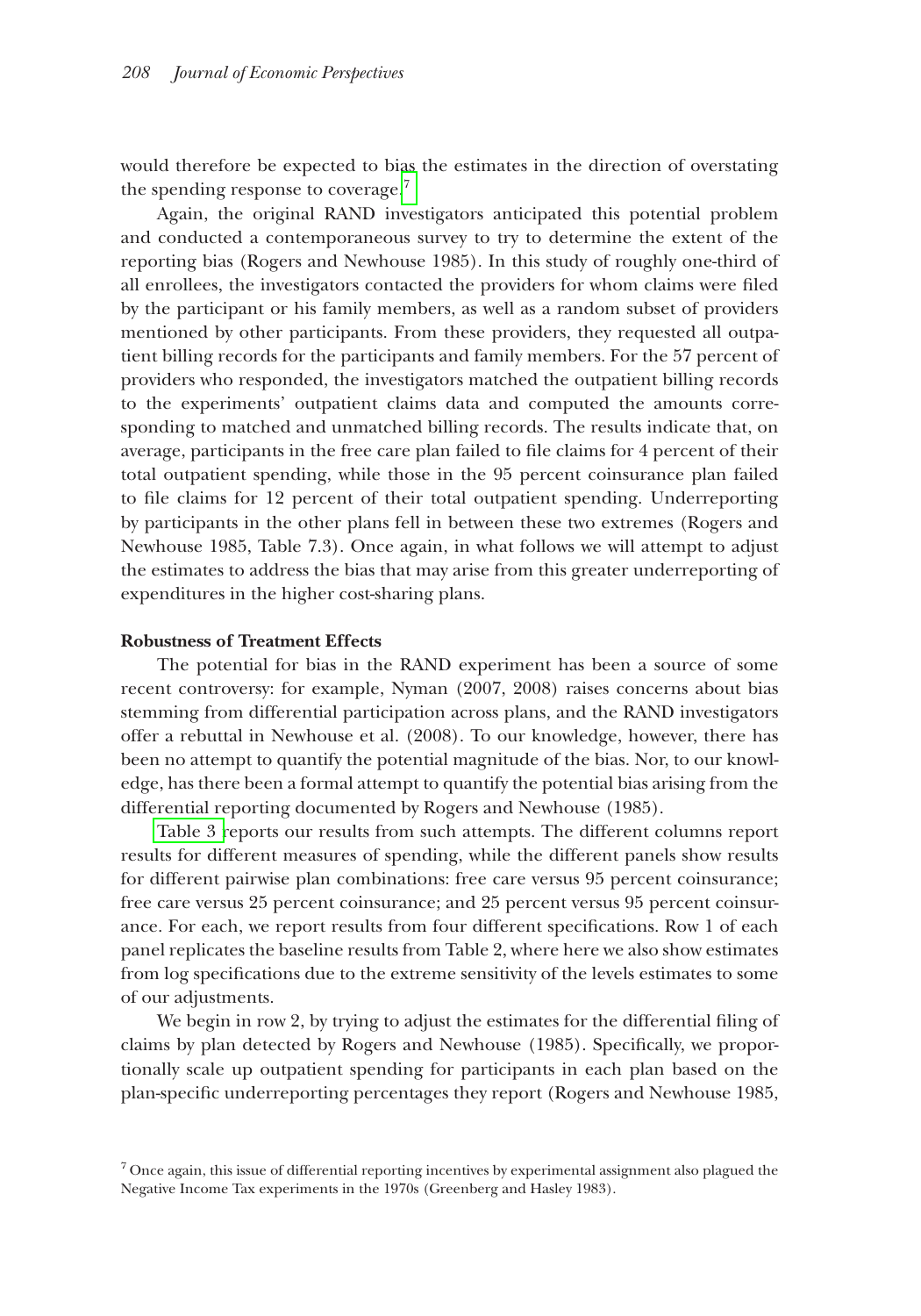would therefore be expected to bias the estimates in the direction of overstating the spending response to coverage.[7]

Again, the original RAND investigators anticipated this potential problem and conducted a contemporaneous survey to try to determine the extent of the reporting bias (Rogers and Newhouse 1985). In this study of roughly one-third of all enrollees, the investigators contacted the providers for whom claims were filed by the participant or his family members, as well as a random subset of providers mentioned by other participants. From these providers, they requested all outpatient billing records for the participants and family members. For the 57 percent of providers who responded, the investigators matched the outpatient billing records to the experiments' outpatient claims data and computed the amounts corresponding to matched and unmatched billing records. The results indicate that, on average, participants in the free care plan failed to file claims for 4 percent of their total outpatient spending, while those in the 95 percent coinsurance plan failed to file claims for 12 percent of their total outpatient spending. Underreporting by participants in the other plans fell in between these two extremes (Rogers and Newhouse 1985, Table 7.3). Once again, in what follows we will attempt to adjust the estimates to address the bias that may arise from this greater underreporting of expenditures in the higher cost-sharing plans.

**Robustness of Treatment Effects**

The potential for bias in the RAND experiment has been a source of some recent controversy: for example, Nyman (2007, 2008) raises concerns about bias stemming from differential participation across plans, and the RAND investigators offer a rebuttal in Newhouse et al. (2008). To our knowledge, however, there has been no attempt to quantify the potential magnitude of the bias. Nor, to our knowledge, has there been a formal attempt to quantify the potential bias arising from the differential reporting documented by Rogers and Newhouse (1985).

Table 3 reports our results from such attempts. The different columns report results for different measures of spending, while the different panels show results for different pairwise plan combinations: free care versus 95 percent coinsurance; free care versus 25 percent coinsurance; and 25 percent versus 95 percent coinsurance. For each, we report results from four different specifications. Row 1 of each panel replicates the baseline results from Table 2, where here we also show estimates from log specifications due to the extreme sensitivity of the levels estimates to some of our adjustments.

We begin in row 2, by trying to adjust the estimates for the differential filing of claims by plan detected by Rogers and Newhouse (1985). Specifically, we proportionally scale up outpatient spending for participants in each plan based on the plan-specific underreporting percentages they report (Rogers and Newhouse 1985,

[7] Once again, this issue of differential reporting incentives by experimental assignment also plagued the Negative Income Tax experiments in the 1970s (Greenberg and Hasley 1983).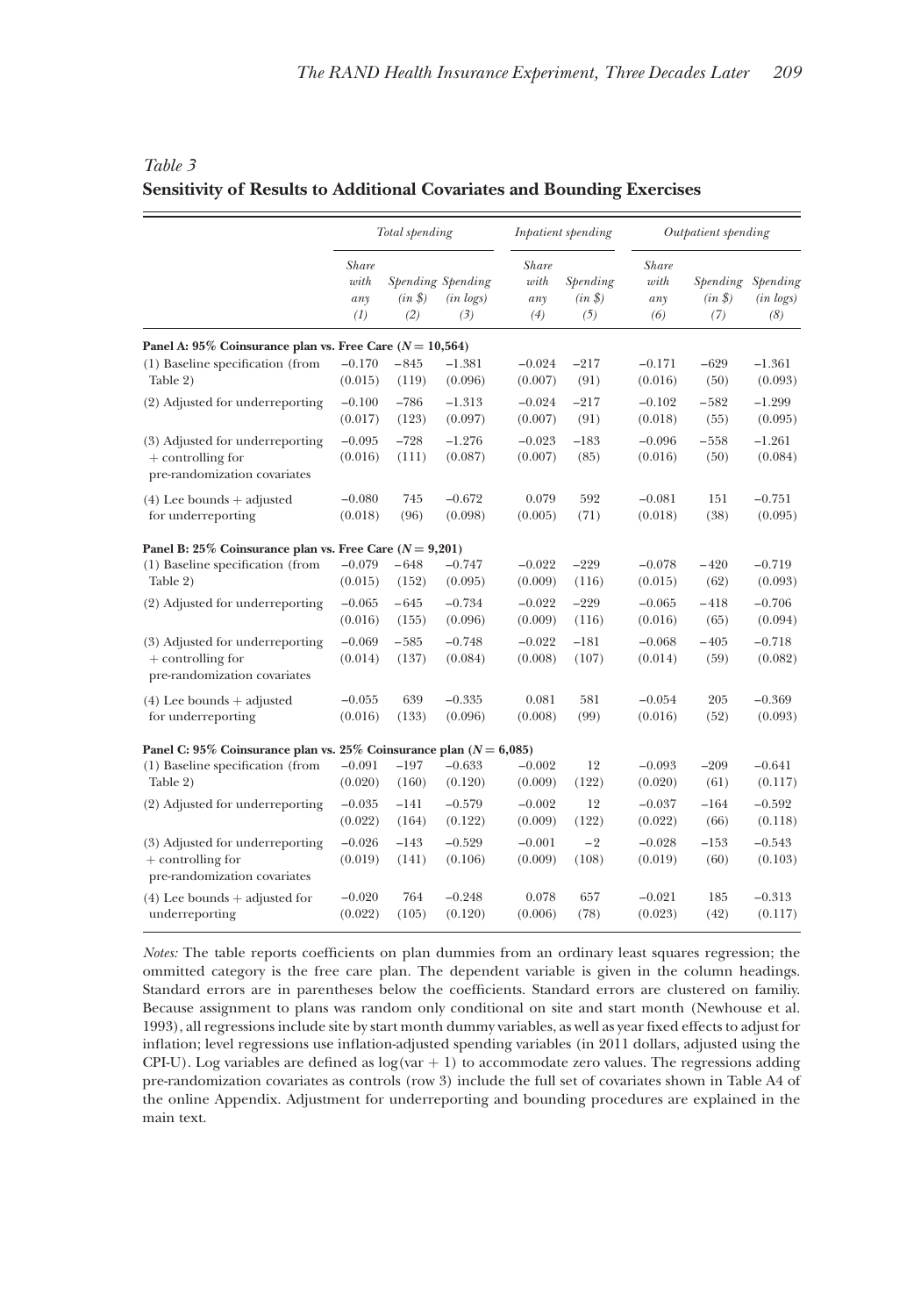*Table 3*
**Sensitivity of Results to Additional Covariates and Bounding Exercises**

| | *Total spending* | | | *Inpatient spending* | | *Outpatient spending* | | |
|---|---|---|---|---|---|---|---|---|
| | *Share with any* (1) | *Spending (in $)* (2) | *Spending (in logs)* (3) | *Share with any* (4) | *Spending (in $)* (5) | *Share with any* (6) | *Spending (in $)* (7) | *Spending (in logs)* (8) |
| **Panel A: 95% Coinsurance plan vs. Free Care ($N = 10{,}564$)** | | | | | | | | |
| (1) Baseline specification (from Table 2) | −0.170 | −845 | −1.381 | −0.024 | −217 | −0.171 | −629 | −1.361 |
| | (0.015) | (119) | (0.096) | (0.007) | (91) | (0.016) | (50) | (0.093) |
| (2) Adjusted for underreporting | −0.100 | −786 | −1.313 | −0.024 | −217 | −0.102 | −582 | −1.299 |
| | (0.017) | (123) | (0.097) | (0.007) | (91) | (0.018) | (55) | (0.095) |
| (3) Adjusted for underreporting + controlling for pre-randomization covariates | −0.095 | −728 | −1.276 | −0.023 | −183 | −0.096 | −558 | −1.261 |
| | (0.016) | (111) | (0.087) | (0.007) | (85) | (0.016) | (50) | (0.084) |
| (4) Lee bounds + adjusted for underreporting | −0.080 | 745 | −0.672 | 0.079 | 592 | −0.081 | 151 | −0.751 |
| | (0.018) | (96) | (0.098) | (0.005) | (71) | (0.018) | (38) | (0.095) |
| **Panel B: 25% Coinsurance plan vs. Free Care ($N = 9{,}201$)** | | | | | | | | |
| (1) Baseline specification (from Table 2) | −0.079 | −648 | −0.747 | −0.022 | −229 | −0.078 | −420 | −0.719 |
| | (0.015) | (152) | (0.095) | (0.009) | (116) | (0.015) | (62) | (0.093) |
| (2) Adjusted for underreporting | −0.065 | −645 | −0.734 | −0.022 | −229 | −0.065 | −418 | −0.706 |
| | (0.016) | (155) | (0.096) | (0.009) | (116) | (0.016) | (65) | (0.094) |
| (3) Adjusted for underreporting + controlling for pre-randomization covariates | −0.069 | −585 | −0.748 | −0.022 | −181 | −0.068 | −405 | −0.718 |
| | (0.014) | (137) | (0.084) | (0.008) | (107) | (0.014) | (59) | (0.082) |
| (4) Lee bounds + adjusted for underreporting | −0.055 | 639 | −0.335 | 0.081 | 581 | −0.054 | 205 | −0.369 |
| | (0.016) | (133) | (0.096) | (0.008) | (99) | (0.016) | (52) | (0.093) |
| **Panel C: 95% Coinsurance plan vs. 25% Coinsurance plan ($N = 6{,}085$)** | | | | | | | | |
| (1) Baseline specification (from Table 2) | −0.091 | −197 | −0.633 | −0.002 | 12 | −0.093 | −209 | −0.641 |
| | (0.020) | (160) | (0.120) | (0.009) | (122) | (0.020) | (61) | (0.117) |
| (2) Adjusted for underreporting | −0.035 | −141 | −0.579 | −0.002 | 12 | −0.037 | −164 | −0.592 |
| | (0.022) | (164) | (0.122) | (0.009) | (122) | (0.022) | (66) | (0.118) |
| (3) Adjusted for underreporting + controlling for pre-randomization covariates | −0.026 | −143 | −0.529 | −0.001 | −2 | −0.028 | −153 | −0.543 |
| | (0.019) | (141) | (0.106) | (0.009) | (108) | (0.019) | (60) | (0.103) |
| (4) Lee bounds + adjusted for underreporting | −0.020 | 764 | −0.248 | 0.078 | 657 | −0.021 | 185 | −0.313 |
| | (0.022) | (105) | (0.120) | (0.006) | (78) | (0.023) | (42) | (0.117) |

*Notes:* The table reports coefficients on plan dummies from an ordinary least squares regression; the ommitted category is the free care plan. The dependent variable is given in the column headings. Standard errors are in parentheses below the coefficients. Standard errors are clustered on familiy. Because assignment to plans was random only conditional on site and start month (Newhouse et al. 1993), all regressions include site by start month dummy variables, as well as year fixed effects to adjust for inflation; level regressions use inflation-adjusted spending variables (in 2011 dollars, adjusted using the CPI-U). Log variables are defined as $\log(\text{var} + 1)$ to accommodate zero values. The regressions adding pre-randomization covariates as controls (row 3) include the full set of covariates shown in Table A4 of the online Appendix. Adjustment for underreporting and bounding procedures are explained in the main text.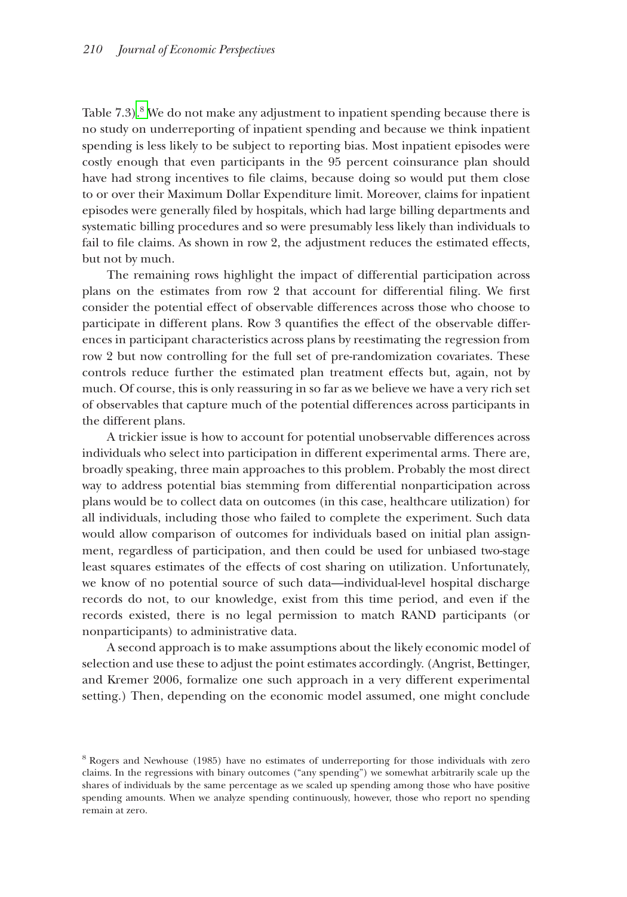Table 7.3).[8] We do not make any adjustment to inpatient spending because there is no study on underreporting of inpatient spending and because we think inpatient spending is less likely to be subject to reporting bias. Most inpatient episodes were costly enough that even participants in the 95 percent coinsurance plan should have had strong incentives to file claims, because doing so would put them close to or over their Maximum Dollar Expenditure limit. Moreover, claims for inpatient episodes were generally filed by hospitals, which had large billing departments and systematic billing procedures and so were presumably less likely than individuals to fail to file claims. As shown in row 2, the adjustment reduces the estimated effects, but not by much.

The remaining rows highlight the impact of differential participation across plans on the estimates from row 2 that account for differential filing. We first consider the potential effect of observable differences across those who choose to participate in different plans. Row 3 quantifies the effect of the observable differences in participant characteristics across plans by reestimating the regression from row 2 but now controlling for the full set of pre-randomization covariates. These controls reduce further the estimated plan treatment effects but, again, not by much. Of course, this is only reassuring in so far as we believe we have a very rich set of observables that capture much of the potential differences across participants in the different plans.

A trickier issue is how to account for potential unobservable differences across individuals who select into participation in different experimental arms. There are, broadly speaking, three main approaches to this problem. Probably the most direct way to address potential bias stemming from differential nonparticipation across plans would be to collect data on outcomes (in this case, healthcare utilization) for all individuals, including those who failed to complete the experiment. Such data would allow comparison of outcomes for individuals based on initial plan assignment, regardless of participation, and then could be used for unbiased two-stage least squares estimates of the effects of cost sharing on utilization. Unfortunately, we know of no potential source of such data—individual-level hospital discharge records do not, to our knowledge, exist from this time period, and even if the records existed, there is no legal permission to match RAND participants (or nonparticipants) to administrative data.

A second approach is to make assumptions about the likely economic model of selection and use these to adjust the point estimates accordingly. (Angrist, Bettinger, and Kremer 2006, formalize one such approach in a very different experimental setting.) Then, depending on the economic model assumed, one might conclude

[8] Rogers and Newhouse (1985) have no estimates of underreporting for those individuals with zero claims. In the regressions with binary outcomes ("any spending") we somewhat arbitrarily scale up the shares of individuals by the same percentage as we scaled up spending among those who have positive spending amounts. When we analyze spending continuously, however, those who report no spending remain at zero.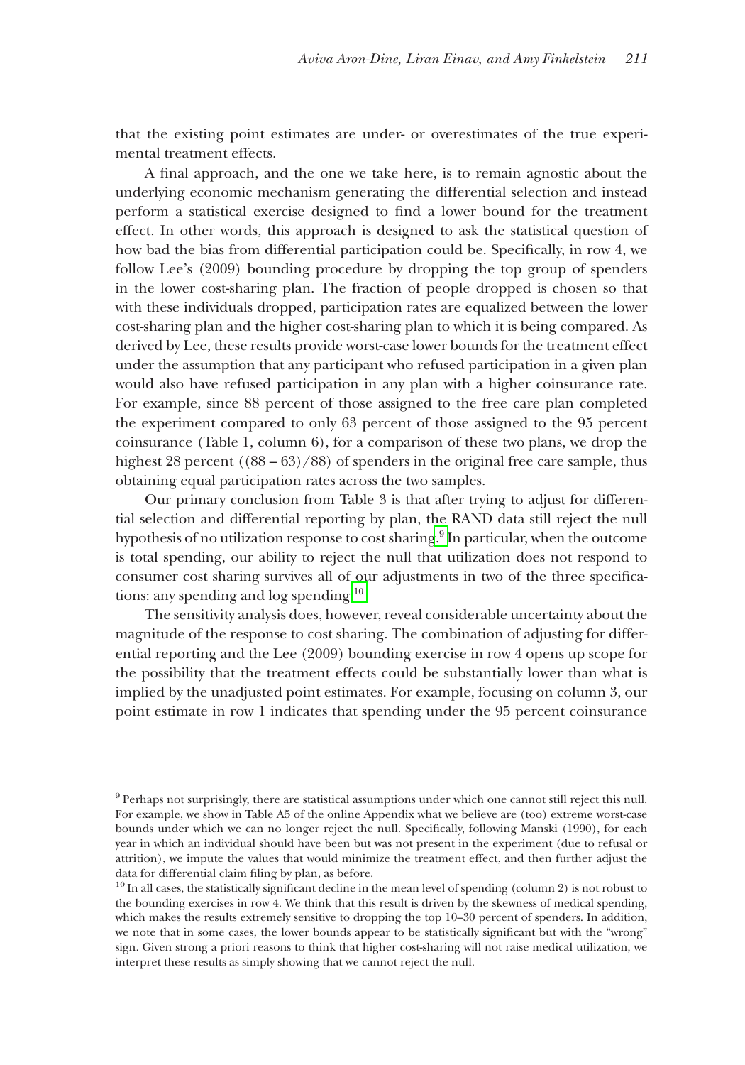that the existing point estimates are under- or overestimates of the true experimental treatment effects.

A final approach, and the one we take here, is to remain agnostic about the underlying economic mechanism generating the differential selection and instead perform a statistical exercise designed to find a lower bound for the treatment effect. In other words, this approach is designed to ask the statistical question of how bad the bias from differential participation could be. Specifically, in row 4, we follow Lee's (2009) bounding procedure by dropping the top group of spenders in the lower cost-sharing plan. The fraction of people dropped is chosen so that with these individuals dropped, participation rates are equalized between the lower cost-sharing plan and the higher cost-sharing plan to which it is being compared. As derived by Lee, these results provide worst-case lower bounds for the treatment effect under the assumption that any participant who refused participation in a given plan would also have refused participation in any plan with a higher coinsurance rate. For example, since 88 percent of those assigned to the free care plan completed the experiment compared to only 63 percent of those assigned to the 95 percent coinsurance (Table 1, column 6), for a comparison of these two plans, we drop the highest 28 percent ((88 – 63)/88) of spenders in the original free care sample, thus obtaining equal participation rates across the two samples.

Our primary conclusion from Table 3 is that after trying to adjust for differential selection and differential reporting by plan, the RAND data still reject the null hypothesis of no utilization response to cost sharing.[9] In particular, when the outcome is total spending, our ability to reject the null that utilization does not respond to consumer cost sharing survives all of our adjustments in two of the three specifications: any spending and log spending.[10]

The sensitivity analysis does, however, reveal considerable uncertainty about the magnitude of the response to cost sharing. The combination of adjusting for differential reporting and the Lee (2009) bounding exercise in row 4 opens up scope for the possibility that the treatment effects could be substantially lower than what is implied by the unadjusted point estimates. For example, focusing on column 3, our point estimate in row 1 indicates that spending under the 95 percent coinsurance

[9] Perhaps not surprisingly, there are statistical assumptions under which one cannot still reject this null. For example, we show in Table A5 of the online Appendix what we believe are (too) extreme worst-case bounds under which we can no longer reject the null. Specifically, following Manski (1990), for each year in which an individual should have been but was not present in the experiment (due to refusal or attrition), we impute the values that would minimize the treatment effect, and then further adjust the data for differential claim filing by plan, as before.

[10] In all cases, the statistically significant decline in the mean level of spending (column 2) is not robust to the bounding exercises in row 4. We think that this result is driven by the skewness of medical spending, which makes the results extremely sensitive to dropping the top 10–30 percent of spenders. In addition, we note that in some cases, the lower bounds appear to be statistically significant but with the "wrong" sign. Given strong a priori reasons to think that higher cost-sharing will not raise medical utilization, we interpret these results as simply showing that we cannot reject the null.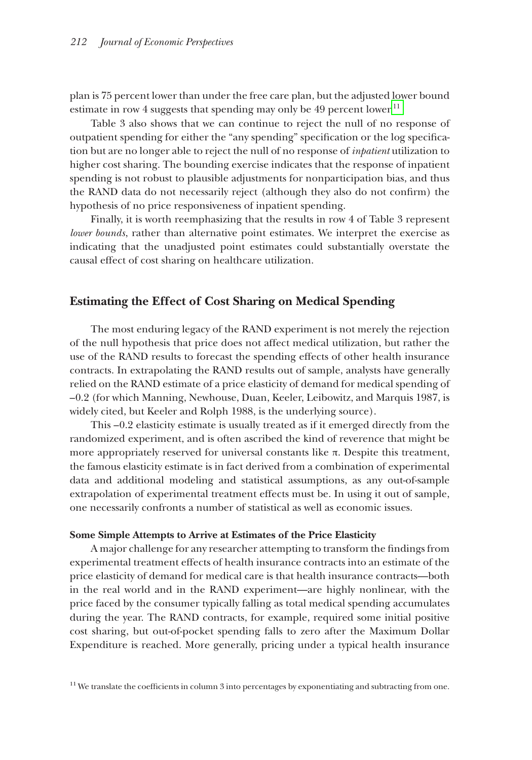plan is 75 percent lower than under the free care plan, but the adjusted lower bound estimate in row 4 suggests that spending may only be 49 percent lower.[11]

Table 3 also shows that we can continue to reject the null of no response of outpatient spending for either the "any spending" specification or the log specification but are no longer able to reject the null of no response of *inpatient* utilization to higher cost sharing. The bounding exercise indicates that the response of inpatient spending is not robust to plausible adjustments for nonparticipation bias, and thus the RAND data do not necessarily reject (although they also do not confirm) the hypothesis of no price responsiveness of inpatient spending.

Finally, it is worth reemphasizing that the results in row 4 of Table 3 represent *lower bounds*, rather than alternative point estimates. We interpret the exercise as indicating that the unadjusted point estimates could substantially overstate the causal effect of cost sharing on healthcare utilization.

## Estimating the Effect of Cost Sharing on Medical Spending

The most enduring legacy of the RAND experiment is not merely the rejection of the null hypothesis that price does not affect medical utilization, but rather the use of the RAND results to forecast the spending effects of other health insurance contracts. In extrapolating the RAND results out of sample, analysts have generally relied on the RAND estimate of a price elasticity of demand for medical spending of –0.2 (for which Manning, Newhouse, Duan, Keeler, Leibowitz, and Marquis 1987, is widely cited, but Keeler and Rolph 1988, is the underlying source).

This –0.2 elasticity estimate is usually treated as if it emerged directly from the randomized experiment, and is often ascribed the kind of reverence that might be more appropriately reserved for universal constants like $\pi$. Despite this treatment, the famous elasticity estimate is in fact derived from a combination of experimental data and additional modeling and statistical assumptions, as any out-of-sample extrapolation of experimental treatment effects must be. In using it out of sample, one necessarily confronts a number of statistical as well as economic issues.

### Some Simple Attempts to Arrive at Estimates of the Price Elasticity

A major challenge for any researcher attempting to transform the findings from experimental treatment effects of health insurance contracts into an estimate of the price elasticity of demand for medical care is that health insurance contracts—both in the real world and in the RAND experiment—are highly nonlinear, with the price faced by the consumer typically falling as total medical spending accumulates during the year. The RAND contracts, for example, required some initial positive cost sharing, but out-of-pocket spending falls to zero after the Maximum Dollar Expenditure is reached. More generally, pricing under a typical health insurance

[11] We translate the coefficients in column 3 into percentages by exponentiating and subtracting from one.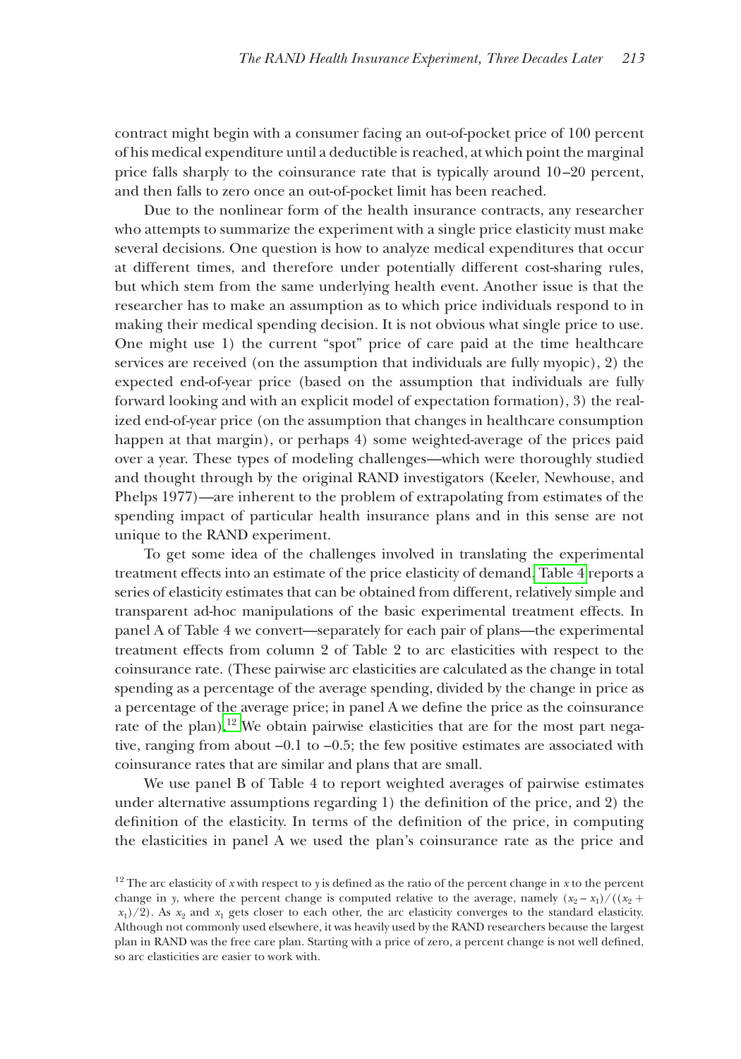contract might begin with a consumer facing an out-of-pocket price of 100 percent of his medical expenditure until a deductible is reached, at which point the marginal price falls sharply to the coinsurance rate that is typically around 10–20 percent, and then falls to zero once an out-of-pocket limit has been reached.

Due to the nonlinear form of the health insurance contracts, any researcher who attempts to summarize the experiment with a single price elasticity must make several decisions. One question is how to analyze medical expenditures that occur at different times, and therefore under potentially different cost-sharing rules, but which stem from the same underlying health event. Another issue is that the researcher has to make an assumption as to which price individuals respond to in making their medical spending decision. It is not obvious what single price to use. One might use 1) the current "spot" price of care paid at the time healthcare services are received (on the assumption that individuals are fully myopic), 2) the expected end-of-year price (based on the assumption that individuals are fully forward looking and with an explicit model of expectation formation), 3) the realized end-of-year price (on the assumption that changes in healthcare consumption happen at that margin), or perhaps 4) some weighted-average of the prices paid over a year. These types of modeling challenges—which were thoroughly studied and thought through by the original RAND investigators (Keeler, Newhouse, and Phelps 1977)—are inherent to the problem of extrapolating from estimates of the spending impact of particular health insurance plans and in this sense are not unique to the RAND experiment.

To get some idea of the challenges involved in translating the experimental treatment effects into an estimate of the price elasticity of demand, Table 4 reports a series of elasticity estimates that can be obtained from different, relatively simple and transparent ad-hoc manipulations of the basic experimental treatment effects. In panel A of Table 4 we convert—separately for each pair of plans—the experimental treatment effects from column 2 of Table 2 to arc elasticities with respect to the coinsurance rate. (These pairwise arc elasticities are calculated as the change in total spending as a percentage of the average spending, divided by the change in price as a percentage of the average price; in panel A we define the price as the coinsurance rate of the plan).[12] We obtain pairwise elasticities that are for the most part negative, ranging from about –0.1 to –0.5; the few positive estimates are associated with coinsurance rates that are similar and plans that are small.

We use panel B of Table 4 to report weighted averages of pairwise estimates under alternative assumptions regarding 1) the definition of the price, and 2) the definition of the elasticity. In terms of the definition of the price, in computing the elasticities in panel A we used the plan's coinsurance rate as the price and

[12] The arc elasticity of $x$ with respect to $y$ is defined as the ratio of the percent change in $x$ to the percent change in $y$, where the percent change is computed relative to the average, namely $(x_2 - x_1)/((x_2 + x_1)/2)$. As $x_2$ and $x_1$ gets closer to each other, the arc elasticity converges to the standard elasticity. Although not commonly used elsewhere, it was heavily used by the RAND researchers because the largest plan in RAND was the free care plan. Starting with a price of zero, a percent change is not well defined, so arc elasticities are easier to work with.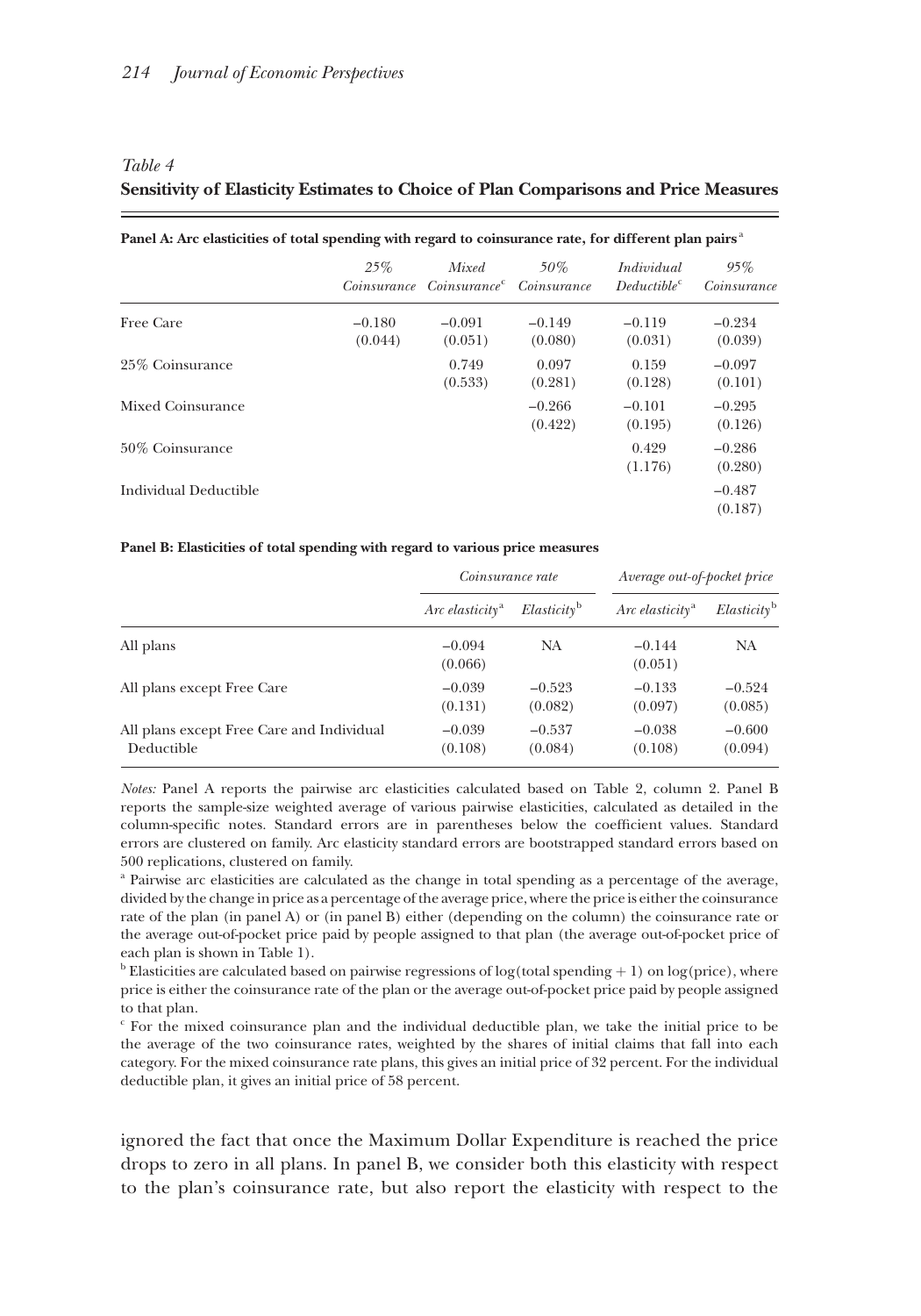*Table 4*
**Sensitivity of Elasticity Estimates to Choice of Plan Comparisons and Price Measures**

**Panel A: Arc elasticities of total spending with regard to coinsurance rate, for different plan pairs**[a]

| | *25% Coinsurance* | *Mixed Coinsurance*[c] | *50% Coinsurance* | *Individual Deductible*[c] | *95% Coinsurance* |
|---|---|---|---|---|---|
| Free Care | −0.180 (0.044) | −0.091 (0.051) | −0.149 (0.080) | −0.119 (0.031) | −0.234 (0.039) |
| 25% Coinsurance | | 0.749 (0.533) | 0.097 (0.281) | 0.159 (0.128) | −0.097 (0.101) |
| Mixed Coinsurance | | | −0.266 (0.422) | −0.101 (0.195) | −0.295 (0.126) |
| 50% Coinsurance | | | | 0.429 (1.176) | −0.286 (0.280) |
| Individual Deductible | | | | | −0.487 (0.187) |

**Panel B: Elasticities of total spending with regard to various price measures**

| | *Coinsurance rate* | | *Average out-of-pocket price* | |
|---|---|---|---|---|
| | *Arc elasticity*[a] | *Elasticity*[b] | *Arc elasticity*[a] | *Elasticity*[b] |
| All plans | −0.094 (0.066) | NA | −0.144 (0.051) | NA |
| All plans except Free Care | −0.039 (0.131) | −0.523 (0.082) | −0.133 (0.097) | −0.524 (0.085) |
| All plans except Free Care and Individual Deductible | −0.039 (0.108) | −0.537 (0.084) | −0.038 (0.108) | −0.600 (0.094) |

*Notes:* Panel A reports the pairwise arc elasticities calculated based on Table 2, column 2. Panel B reports the sample-size weighted average of various pairwise elasticities, calculated as detailed in the column-specific notes. Standard errors are in parentheses below the coefficient values. Standard errors are clustered on family. Arc elasticity standard errors are bootstrapped standard errors based on 500 replications, clustered on family.

[a] Pairwise arc elasticities are calculated as the change in total spending as a percentage of the average, divided by the change in price as a percentage of the average price, where the price is either the coinsurance rate of the plan (in panel A) or (in panel B) either (depending on the column) the coinsurance rate or the average out-of-pocket price paid by people assigned to that plan (the average out-of-pocket price of each plan is shown in Table 1).

[b] Elasticities are calculated based on pairwise regressions of log(total spending + 1) on log(price), where price is either the coinsurance rate of the plan or the average out-of-pocket price paid by people assigned to that plan.

[c] For the mixed coinsurance plan and the individual deductible plan, we take the initial price to be the average of the two coinsurance rates, weighted by the shares of initial claims that fall into each category. For the mixed coinsurance rate plans, this gives an initial price of 32 percent. For the individual deductible plan, it gives an initial price of 58 percent.

ignored the fact that once the Maximum Dollar Expenditure is reached the price drops to zero in all plans. In panel B, we consider both this elasticity with respect to the plan's coinsurance rate, but also report the elasticity with respect to the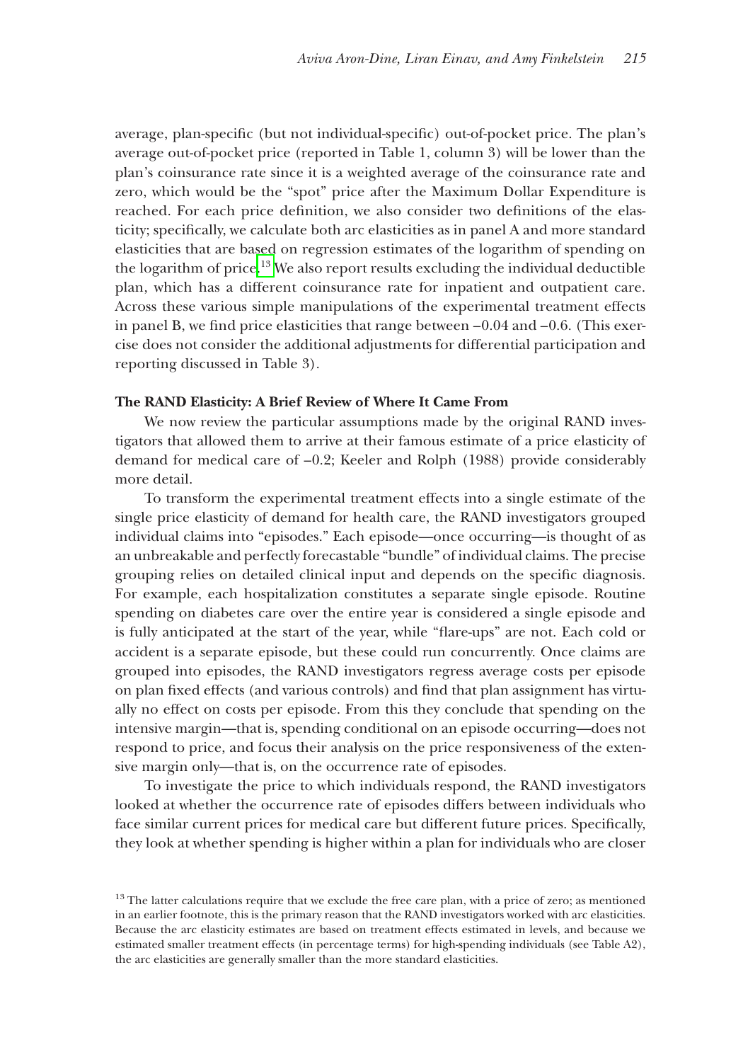average, plan-specific (but not individual-specific) out-of-pocket price. The plan's average out-of-pocket price (reported in Table 1, column 3) will be lower than the plan's coinsurance rate since it is a weighted average of the coinsurance rate and zero, which would be the "spot" price after the Maximum Dollar Expenditure is reached. For each price definition, we also consider two definitions of the elasticity; specifically, we calculate both arc elasticities as in panel A and more standard elasticities that are based on regression estimates of the logarithm of spending on the logarithm of price.[13] We also report results excluding the individual deductible plan, which has a different coinsurance rate for inpatient and outpatient care. Across these various simple manipulations of the experimental treatment effects in panel B, we find price elasticities that range between –0.04 and –0.6. (This exercise does not consider the additional adjustments for differential participation and reporting discussed in Table 3).

**The RAND Elasticity: A Brief Review of Where It Came From**

We now review the particular assumptions made by the original RAND investigators that allowed them to arrive at their famous estimate of a price elasticity of demand for medical care of –0.2; Keeler and Rolph (1988) provide considerably more detail.

To transform the experimental treatment effects into a single estimate of the single price elasticity of demand for health care, the RAND investigators grouped individual claims into "episodes." Each episode—once occurring—is thought of as an unbreakable and perfectly forecastable "bundle" of individual claims. The precise grouping relies on detailed clinical input and depends on the specific diagnosis. For example, each hospitalization constitutes a separate single episode. Routine spending on diabetes care over the entire year is considered a single episode and is fully anticipated at the start of the year, while "flare-ups" are not. Each cold or accident is a separate episode, but these could run concurrently. Once claims are grouped into episodes, the RAND investigators regress average costs per episode on plan fixed effects (and various controls) and find that plan assignment has virtually no effect on costs per episode. From this they conclude that spending on the intensive margin—that is, spending conditional on an episode occurring—does not respond to price, and focus their analysis on the price responsiveness of the extensive margin only—that is, on the occurrence rate of episodes.

To investigate the price to which individuals respond, the RAND investigators looked at whether the occurrence rate of episodes differs between individuals who face similar current prices for medical care but different future prices. Specifically, they look at whether spending is higher within a plan for individuals who are closer

[13] The latter calculations require that we exclude the free care plan, with a price of zero; as mentioned in an earlier footnote, this is the primary reason that the RAND investigators worked with arc elasticities. Because the arc elasticity estimates are based on treatment effects estimated in levels, and because we estimated smaller treatment effects (in percentage terms) for high-spending individuals (see Table A2), the arc elasticities are generally smaller than the more standard elasticities.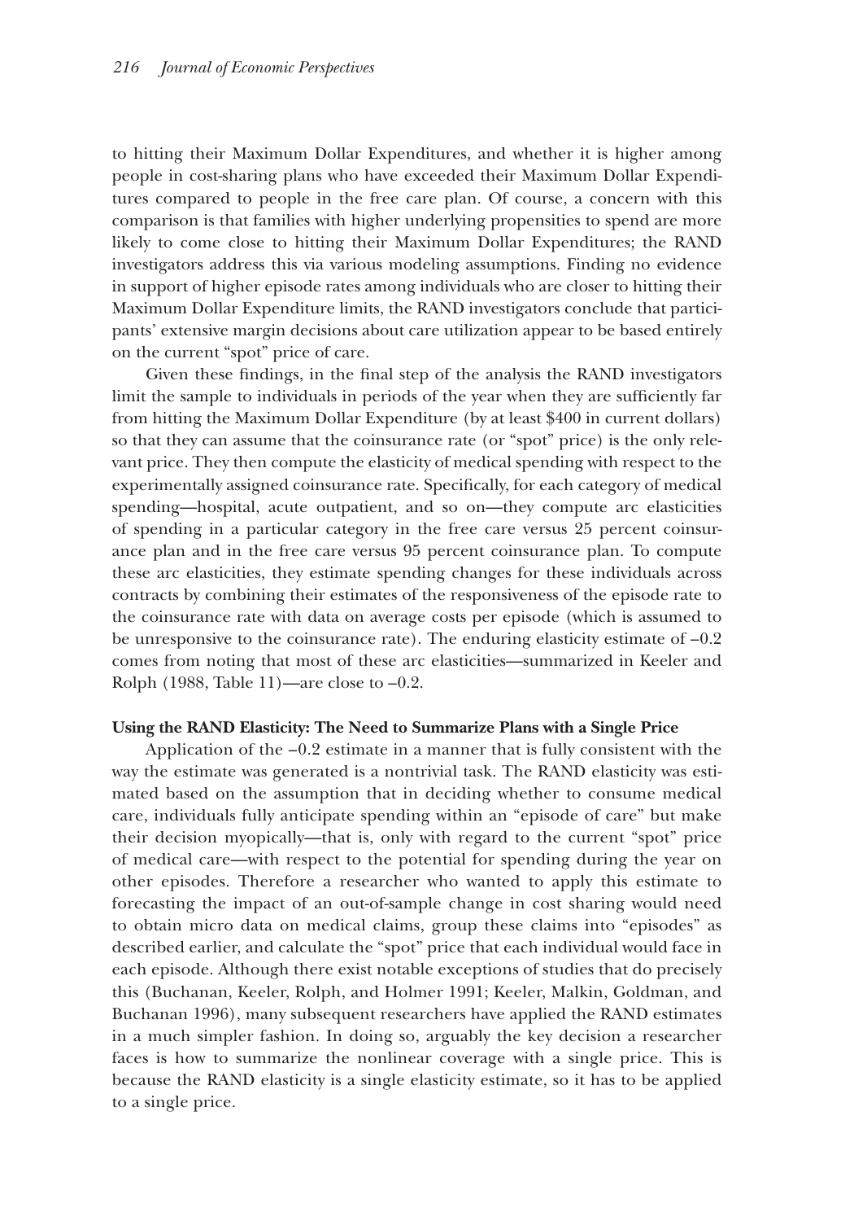to hitting their Maximum Dollar Expenditures, and whether it is higher among people in cost-sharing plans who have exceeded their Maximum Dollar Expenditures compared to people in the free care plan. Of course, a concern with this comparison is that families with higher underlying propensities to spend are more likely to come close to hitting their Maximum Dollar Expenditures; the RAND investigators address this via various modeling assumptions. Finding no evidence in support of higher episode rates among individuals who are closer to hitting their Maximum Dollar Expenditure limits, the RAND investigators conclude that participants' extensive margin decisions about care utilization appear to be based entirely on the current "spot" price of care.

Given these findings, in the final step of the analysis the RAND investigators limit the sample to individuals in periods of the year when they are sufficiently far from hitting the Maximum Dollar Expenditure (by at least \$400 in current dollars) so that they can assume that the coinsurance rate (or "spot" price) is the only relevant price. They then compute the elasticity of medical spending with respect to the experimentally assigned coinsurance rate. Specifically, for each category of medical spending—hospital, acute outpatient, and so on—they compute arc elasticities of spending in a particular category in the free care versus 25 percent coinsurance plan and in the free care versus 95 percent coinsurance plan. To compute these arc elasticities, they estimate spending changes for these individuals across contracts by combining their estimates of the responsiveness of the episode rate to the coinsurance rate with data on average costs per episode (which is assumed to be unresponsive to the coinsurance rate). The enduring elasticity estimate of –0.2 comes from noting that most of these arc elasticities—summarized in Keeler and Rolph (1988, Table 11)—are close to –0.2.

### Using the RAND Elasticity: The Need to Summarize Plans with a Single Price

Application of the –0.2 estimate in a manner that is fully consistent with the way the estimate was generated is a nontrivial task. The RAND elasticity was estimated based on the assumption that in deciding whether to consume medical care, individuals fully anticipate spending within an "episode of care" but make their decision myopically—that is, only with regard to the current "spot" price of medical care—with respect to the potential for spending during the year on other episodes. Therefore a researcher who wanted to apply this estimate to forecasting the impact of an out-of-sample change in cost sharing would need to obtain micro data on medical claims, group these claims into "episodes" as described earlier, and calculate the "spot" price that each individual would face in each episode. Although there exist notable exceptions of studies that do precisely this (Buchanan, Keeler, Rolph, and Holmer 1991; Keeler, Malkin, Goldman, and Buchanan 1996), many subsequent researchers have applied the RAND estimates in a much simpler fashion. In doing so, arguably the key decision a researcher faces is how to summarize the nonlinear coverage with a single price. This is because the RAND elasticity is a single elasticity estimate, so it has to be applied to a single price.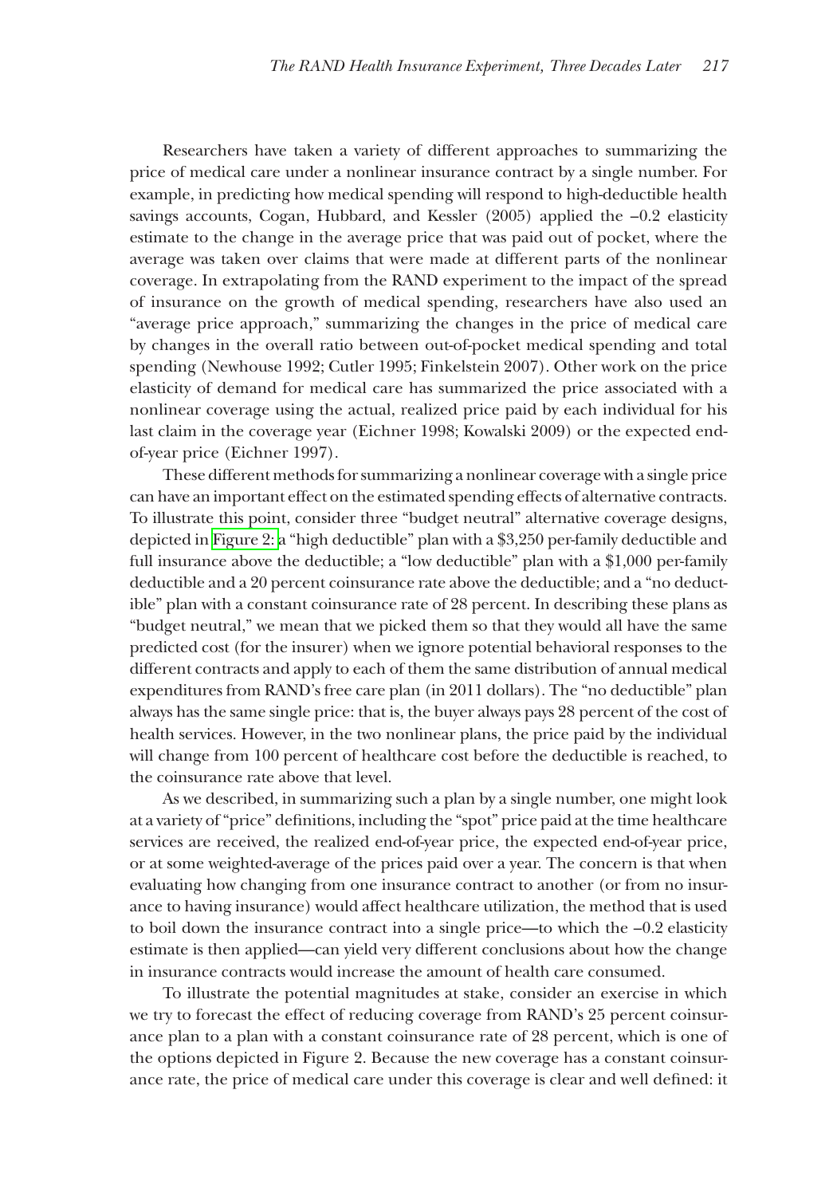Researchers have taken a variety of different approaches to summarizing the price of medical care under a nonlinear insurance contract by a single number. For example, in predicting how medical spending will respond to high-deductible health savings accounts, Cogan, Hubbard, and Kessler (2005) applied the –0.2 elasticity estimate to the change in the average price that was paid out of pocket, where the average was taken over claims that were made at different parts of the nonlinear coverage. In extrapolating from the RAND experiment to the impact of the spread of insurance on the growth of medical spending, researchers have also used an "average price approach," summarizing the changes in the price of medical care by changes in the overall ratio between out-of-pocket medical spending and total spending (Newhouse 1992; Cutler 1995; Finkelstein 2007). Other work on the price elasticity of demand for medical care has summarized the price associated with a nonlinear coverage using the actual, realized price paid by each individual for his last claim in the coverage year (Eichner 1998; Kowalski 2009) or the expected end-of-year price (Eichner 1997).

These different methods for summarizing a nonlinear coverage with a single price can have an important effect on the estimated spending effects of alternative contracts. To illustrate this point, consider three "budget neutral" alternative coverage designs, depicted in Figure 2: a "high deductible" plan with a \$3,250 per-family deductible and full insurance above the deductible; a "low deductible" plan with a \$1,000 per-family deductible and a 20 percent coinsurance rate above the deductible; and a "no deductible" plan with a constant coinsurance rate of 28 percent. In describing these plans as "budget neutral," we mean that we picked them so that they would all have the same predicted cost (for the insurer) when we ignore potential behavioral responses to the different contracts and apply to each of them the same distribution of annual medical expenditures from RAND's free care plan (in 2011 dollars). The "no deductible" plan always has the same single price: that is, the buyer always pays 28 percent of the cost of health services. However, in the two nonlinear plans, the price paid by the individual will change from 100 percent of healthcare cost before the deductible is reached, to the coinsurance rate above that level.

As we described, in summarizing such a plan by a single number, one might look at a variety of "price" definitions, including the "spot" price paid at the time healthcare services are received, the realized end-of-year price, the expected end-of-year price, or at some weighted-average of the prices paid over a year. The concern is that when evaluating how changing from one insurance contract to another (or from no insurance to having insurance) would affect healthcare utilization, the method that is used to boil down the insurance contract into a single price—to which the –0.2 elasticity estimate is then applied—can yield very different conclusions about how the change in insurance contracts would increase the amount of health care consumed.

To illustrate the potential magnitudes at stake, consider an exercise in which we try to forecast the effect of reducing coverage from RAND's 25 percent coinsurance plan to a plan with a constant coinsurance rate of 28 percent, which is one of the options depicted in Figure 2. Because the new coverage has a constant coinsurance rate, the price of medical care under this coverage is clear and well defined: it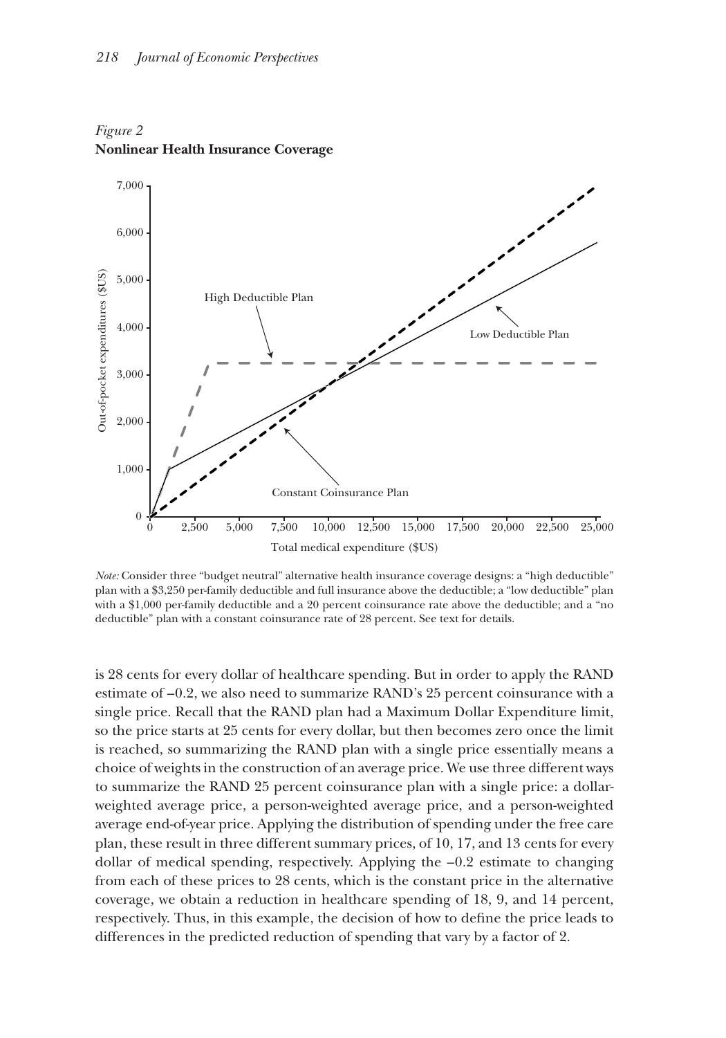*Figure 2*
**Nonlinear Health Insurance Coverage**

*Note:* Consider three "budget neutral" alternative health insurance coverage designs: a "high deductible" plan with a $3,250 per-family deductible and full insurance above the deductible; a "low deductible" plan with a $1,000 per-family deductible and a 20 percent coinsurance rate above the deductible; and a "no deductible" plan with a constant coinsurance rate of 28 percent. See text for details.

is 28 cents for every dollar of healthcare spending. But in order to apply the RAND estimate of −0.2, we also need to summarize RAND's 25 percent coinsurance with a single price. Recall that the RAND plan had a Maximum Dollar Expenditure limit, so the price starts at 25 cents for every dollar, but then becomes zero once the limit is reached, so summarizing the RAND plan with a single price essentially means a choice of weights in the construction of an average price. We use three different ways to summarize the RAND 25 percent coinsurance plan with a single price: a dollar-weighted average price, a person-weighted average price, and a person-weighted average end-of-year price. Applying the distribution of spending under the free care plan, these result in three different summary prices, of 10, 17, and 13 cents for every dollar of medical spending, respectively. Applying the −0.2 estimate to changing from each of these prices to 28 cents, which is the constant price in the alternative coverage, we obtain a reduction in healthcare spending of 18, 9, and 14 percent, respectively. Thus, in this example, the decision of how to define the price leads to differences in the predicted reduction of spending that vary by a factor of 2.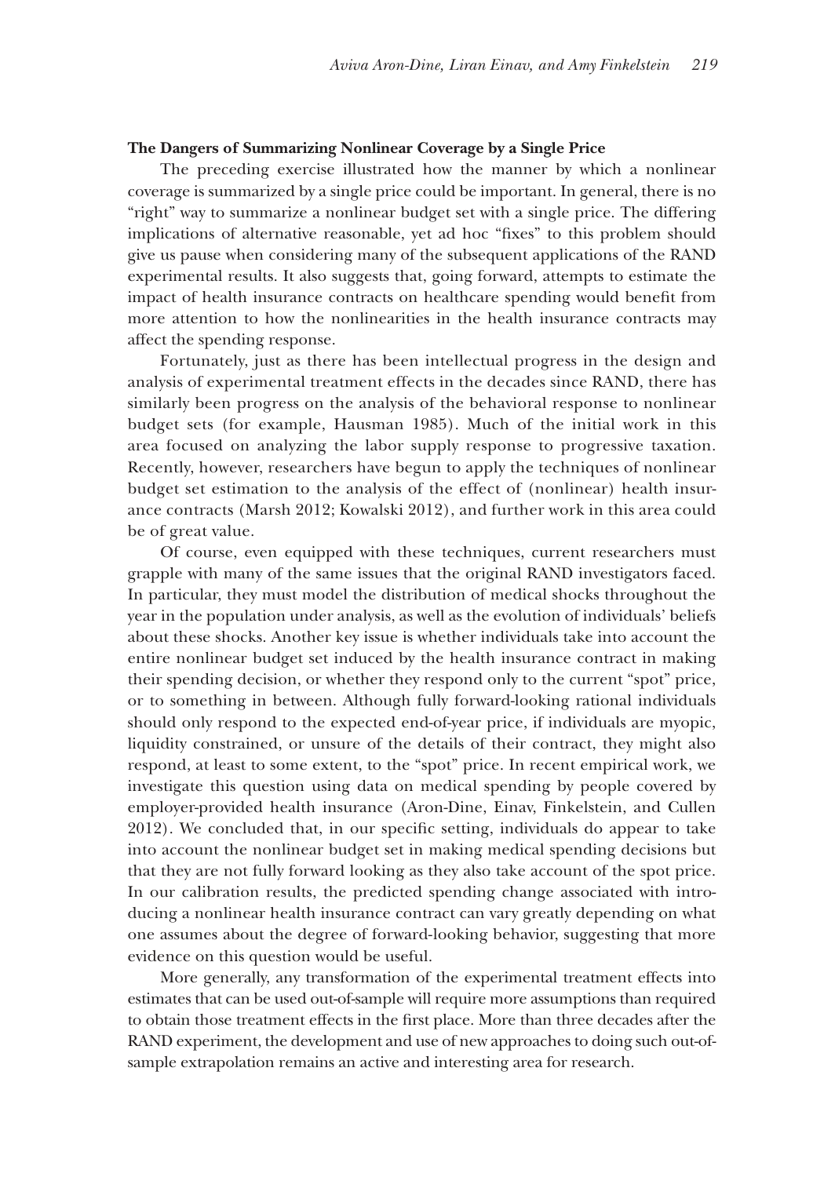### The Dangers of Summarizing Nonlinear Coverage by a Single Price

The preceding exercise illustrated how the manner by which a nonlinear coverage is summarized by a single price could be important. In general, there is no "right" way to summarize a nonlinear budget set with a single price. The differing implications of alternative reasonable, yet ad hoc "fixes" to this problem should give us pause when considering many of the subsequent applications of the RAND experimental results. It also suggests that, going forward, attempts to estimate the impact of health insurance contracts on healthcare spending would benefit from more attention to how the nonlinearities in the health insurance contracts may affect the spending response.

Fortunately, just as there has been intellectual progress in the design and analysis of experimental treatment effects in the decades since RAND, there has similarly been progress on the analysis of the behavioral response to nonlinear budget sets (for example, Hausman 1985). Much of the initial work in this area focused on analyzing the labor supply response to progressive taxation. Recently, however, researchers have begun to apply the techniques of nonlinear budget set estimation to the analysis of the effect of (nonlinear) health insurance contracts (Marsh 2012; Kowalski 2012), and further work in this area could be of great value.

Of course, even equipped with these techniques, current researchers must grapple with many of the same issues that the original RAND investigators faced. In particular, they must model the distribution of medical shocks throughout the year in the population under analysis, as well as the evolution of individuals' beliefs about these shocks. Another key issue is whether individuals take into account the entire nonlinear budget set induced by the health insurance contract in making their spending decision, or whether they respond only to the current "spot" price, or to something in between. Although fully forward-looking rational individuals should only respond to the expected end-of-year price, if individuals are myopic, liquidity constrained, or unsure of the details of their contract, they might also respond, at least to some extent, to the "spot" price. In recent empirical work, we investigate this question using data on medical spending by people covered by employer-provided health insurance (Aron-Dine, Einav, Finkelstein, and Cullen 2012). We concluded that, in our specific setting, individuals do appear to take into account the nonlinear budget set in making medical spending decisions but that they are not fully forward looking as they also take account of the spot price. In our calibration results, the predicted spending change associated with introducing a nonlinear health insurance contract can vary greatly depending on what one assumes about the degree of forward-looking behavior, suggesting that more evidence on this question would be useful.

More generally, any transformation of the experimental treatment effects into estimates that can be used out-of-sample will require more assumptions than required to obtain those treatment effects in the first place. More than three decades after the RAND experiment, the development and use of new approaches to doing such out-of-sample extrapolation remains an active and interesting area for research.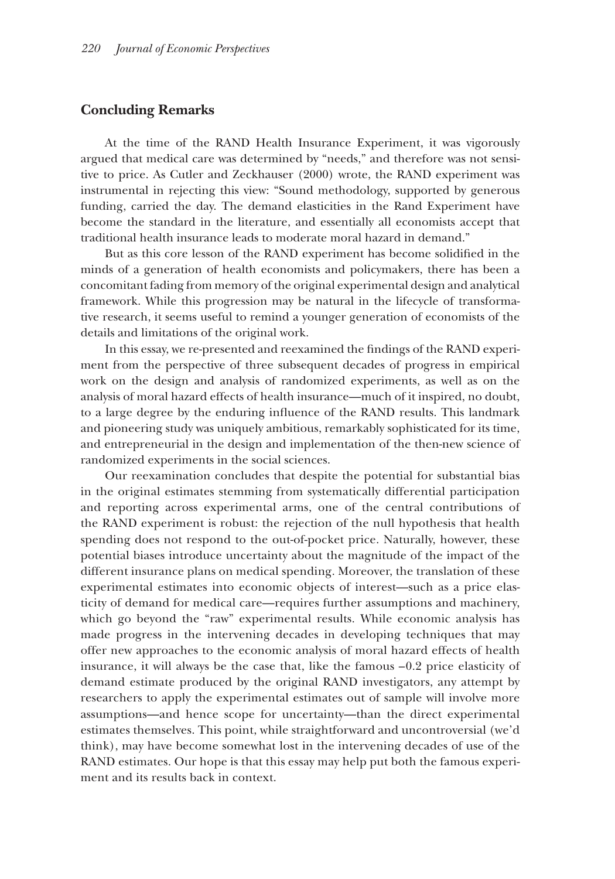## Concluding Remarks

At the time of the RAND Health Insurance Experiment, it was vigorously argued that medical care was determined by "needs," and therefore was not sensitive to price. As Cutler and Zeckhauser (2000) wrote, the RAND experiment was instrumental in rejecting this view: "Sound methodology, supported by generous funding, carried the day. The demand elasticities in the Rand Experiment have become the standard in the literature, and essentially all economists accept that traditional health insurance leads to moderate moral hazard in demand."

But as this core lesson of the RAND experiment has become solidified in the minds of a generation of health economists and policymakers, there has been a concomitant fading from memory of the original experimental design and analytical framework. While this progression may be natural in the lifecycle of transformative research, it seems useful to remind a younger generation of economists of the details and limitations of the original work.

In this essay, we re-presented and reexamined the findings of the RAND experiment from the perspective of three subsequent decades of progress in empirical work on the design and analysis of randomized experiments, as well as on the analysis of moral hazard effects of health insurance—much of it inspired, no doubt, to a large degree by the enduring influence of the RAND results. This landmark and pioneering study was uniquely ambitious, remarkably sophisticated for its time, and entrepreneurial in the design and implementation of the then-new science of randomized experiments in the social sciences.

Our reexamination concludes that despite the potential for substantial bias in the original estimates stemming from systematically differential participation and reporting across experimental arms, one of the central contributions of the RAND experiment is robust: the rejection of the null hypothesis that health spending does not respond to the out-of-pocket price. Naturally, however, these potential biases introduce uncertainty about the magnitude of the impact of the different insurance plans on medical spending. Moreover, the translation of these experimental estimates into economic objects of interest—such as a price elasticity of demand for medical care—requires further assumptions and machinery, which go beyond the "raw" experimental results. While economic analysis has made progress in the intervening decades in developing techniques that may offer new approaches to the economic analysis of moral hazard effects of health insurance, it will always be the case that, like the famous –0.2 price elasticity of demand estimate produced by the original RAND investigators, any attempt by researchers to apply the experimental estimates out of sample will involve more assumptions—and hence scope for uncertainty—than the direct experimental estimates themselves. This point, while straightforward and uncontroversial (we'd think), may have become somewhat lost in the intervening decades of use of the RAND estimates. Our hope is that this essay may help put both the famous experiment and its results back in context.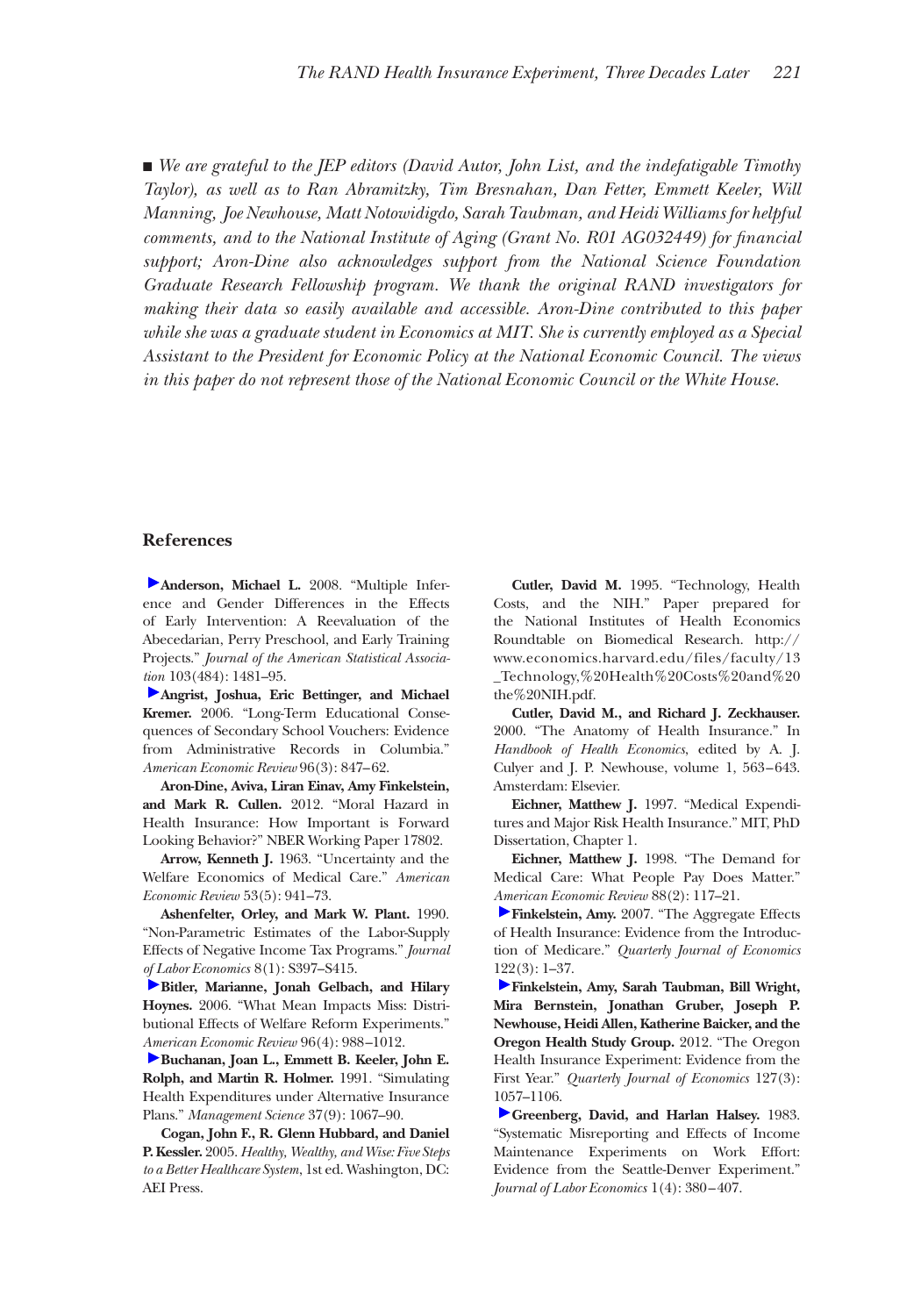■ *We are grateful to the JEP editors (David Autor, John List, and the indefatigable Timothy Taylor), as well as to Ran Abramitzky, Tim Bresnahan, Dan Fetter, Emmett Keeler, Will Manning, Joe Newhouse, Matt Notowidigdo, Sarah Taubman, and Heidi Williams for helpful comments, and to the National Institute of Aging (Grant No. R01 AG032449) for financial support; Aron-Dine also acknowledges support from the National Science Foundation Graduate Research Fellowship program. We thank the original RAND investigators for making their data so easily available and accessible. Aron-Dine contributed to this paper while she was a graduate student in Economics at MIT. She is currently employed as a Special Assistant to the President for Economic Policy at the National Economic Council. The views in this paper do not represent those of the National Economic Council or the White House.*

## References

**Anderson, Michael L.** 2008. "Multiple Inference and Gender Differences in the Effects of Early Intervention: A Reevaluation of the Abecedarian, Perry Preschool, and Early Training Projects." *Journal of the American Statistical Association* 103(484): 1481–95.

**Angrist, Joshua, Eric Bettinger, and Michael Kremer.** 2006. "Long-Term Educational Consequences of Secondary School Vouchers: Evidence from Administrative Records in Columbia." *American Economic Review* 96(3): 847–62.

**Aron-Dine, Aviva, Liran Einav, Amy Finkelstein, and Mark R. Cullen.** 2012. "Moral Hazard in Health Insurance: How Important is Forward Looking Behavior?" NBER Working Paper 17802.

**Arrow, Kenneth J.** 1963. "Uncertainty and the Welfare Economics of Medical Care." *American Economic Review* 53(5): 941–73.

**Ashenfelter, Orley, and Mark W. Plant.** 1990. "Non-Parametric Estimates of the Labor-Supply Effects of Negative Income Tax Programs." *Journal of Labor Economics* 8(1): S397–S415.

**Bitler, Marianne, Jonah Gelbach, and Hilary Hoynes.** 2006. "What Mean Impacts Miss: Distributional Effects of Welfare Reform Experiments." *American Economic Review* 96(4): 988–1012.

**Buchanan, Joan L., Emmett B. Keeler, John E. Rolph, and Martin R. Holmer.** 1991. "Simulating Health Expenditures under Alternative Insurance Plans." *Management Science* 37(9): 1067–90.

**Cogan, John F., R. Glenn Hubbard, and Daniel P. Kessler.** 2005. *Healthy, Wealthy, and Wise: Five Steps to a Better Healthcare System*, 1st ed. Washington, DC: AEI Press.

**Cutler, David M.** 1995. "Technology, Health Costs, and the NIH." Paper prepared for the National Institutes of Health Economics Roundtable on Biomedical Research. http://www.economics.harvard.edu/files/faculty/13_Technology,%20Health%20Costs%20and%20the%20NIH.pdf.

**Cutler, David M., and Richard J. Zeckhauser.** 2000. "The Anatomy of Health Insurance." In *Handbook of Health Economics*, edited by A. J. Culyer and J. P. Newhouse, volume 1, 563–643. Amsterdam: Elsevier.

**Eichner, Matthew J.** 1997. "Medical Expenditures and Major Risk Health Insurance." MIT, PhD Dissertation, Chapter 1.

**Eichner, Matthew J.** 1998. "The Demand for Medical Care: What People Pay Does Matter." *American Economic Review* 88(2): 117–21.

**Finkelstein, Amy.** 2007. "The Aggregate Effects of Health Insurance: Evidence from the Introduction of Medicare." *Quarterly Journal of Economics* 122(3): 1–37.

**Finkelstein, Amy, Sarah Taubman, Bill Wright, Mira Bernstein, Jonathan Gruber, Joseph P. Newhouse, Heidi Allen, Katherine Baicker, and the Oregon Health Study Group.** 2012. "The Oregon Health Insurance Experiment: Evidence from the First Year." *Quarterly Journal of Economics* 127(3): 1057–1106.

**Greenberg, David, and Harlan Halsey.** 1983. "Systematic Misreporting and Effects of Income Maintenance Experiments on Work Effort: Evidence from the Seattle-Denver Experiment." *Journal of Labor Economics* 1(4): 380–407.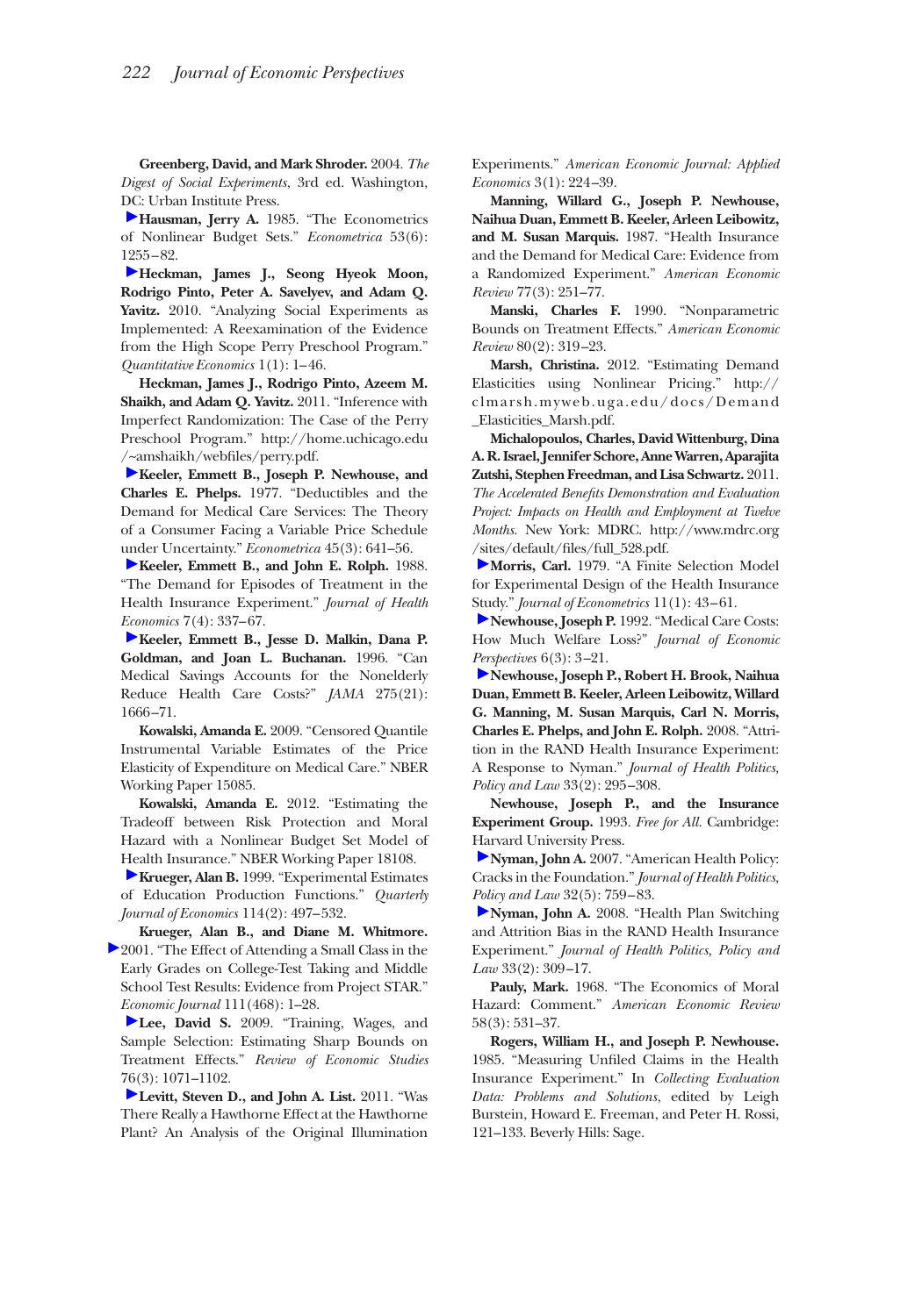**Greenberg, David, and Mark Shroder.** 2004. *The Digest of Social Experiments*, 3rd ed. Washington, DC: Urban Institute Press.

**Hausman, Jerry A.** 1985. "The Econometrics of Nonlinear Budget Sets." *Econometrica* 53(6): 1255–82.

**Heckman, James J., Seong Hyeok Moon, Rodrigo Pinto, Peter A. Savelyev, and Adam Q. Yavitz.** 2010. "Analyzing Social Experiments as Implemented: A Reexamination of the Evidence from the High Scope Perry Preschool Program." *Quantitative Economics* 1(1): 1–46.

**Heckman, James J., Rodrigo Pinto, Azeem M. Shaikh, and Adam Q. Yavitz.** 2011. "Inference with Imperfect Randomization: The Case of the Perry Preschool Program." http://home.uchicago.edu/~amshaikh/webfiles/perry.pdf.

**Keeler, Emmett B., Joseph P. Newhouse, and Charles E. Phelps.** 1977. "Deductibles and the Demand for Medical Care Services: The Theory of a Consumer Facing a Variable Price Schedule under Uncertainty." *Econometrica* 45(3): 641–56.

**Keeler, Emmett B., and John E. Rolph.** 1988. "The Demand for Episodes of Treatment in the Health Insurance Experiment." *Journal of Health Economics* 7(4): 337–67.

**Keeler, Emmett B., Jesse D. Malkin, Dana P. Goldman, and Joan L. Buchanan.** 1996. "Can Medical Savings Accounts for the Nonelderly Reduce Health Care Costs?" *JAMA* 275(21): 1666–71.

**Kowalski, Amanda E.** 2009. "Censored Quantile Instrumental Variable Estimates of the Price Elasticity of Expenditure on Medical Care." NBER Working Paper 15085.

**Kowalski, Amanda E.** 2012. "Estimating the Tradeoff between Risk Protection and Moral Hazard with a Nonlinear Budget Set Model of Health Insurance." NBER Working Paper 18108.

**Krueger, Alan B.** 1999. "Experimental Estimates of Education Production Functions." *Quarterly Journal of Economics* 114(2): 497–532.

**Krueger, Alan B., and Diane M. Whitmore.** 2001. "The Effect of Attending a Small Class in the Early Grades on College-Test Taking and Middle School Test Results: Evidence from Project STAR." *Economic Journal* 111(468): 1–28.

**Lee, David S.** 2009. "Training, Wages, and Sample Selection: Estimating Sharp Bounds on Treatment Effects." *Review of Economic Studies* 76(3): 1071–1102.

**Levitt, Steven D., and John A. List.** 2011. "Was There Really a Hawthorne Effect at the Hawthorne Plant? An Analysis of the Original Illumination Experiments." *American Economic Journal: Applied Economics* 3(1): 224–39.

**Manning, Willard G., Joseph P. Newhouse, Naihua Duan, Emmett B. Keeler, Arleen Leibowitz, and M. Susan Marquis.** 1987. "Health Insurance and the Demand for Medical Care: Evidence from a Randomized Experiment." *American Economic Review* 77(3): 251–77.

**Manski, Charles F.** 1990. "Nonparametric Bounds on Treatment Effects." *American Economic Review* 80(2): 319–23.

**Marsh, Christina.** 2012. "Estimating Demand Elasticities using Nonlinear Pricing." http://clmarsh.myweb.uga.edu/docs/Demand_Elasticities_Marsh.pdf.

**Michalopoulos, Charles, David Wittenburg, Dina A. R. Israel, Jennifer Schore, Anne Warren, Aparajita Zutshi, Stephen Freedman, and Lisa Schwartz.** 2011. *The Accelerated Benefits Demonstration and Evaluation Project: Impacts on Health and Employment at Twelve Months*. New York: MDRC. http://www.mdrc.org/sites/default/files/full_528.pdf.

**Morris, Carl.** 1979. "A Finite Selection Model for Experimental Design of the Health Insurance Study." *Journal of Econometrics* 11(1): 43–61.

**Newhouse, Joseph P.** 1992. "Medical Care Costs: How Much Welfare Loss?" *Journal of Economic Perspectives* 6(3): 3–21.

**Newhouse, Joseph P., Robert H. Brook, Naihua Duan, Emmett B. Keeler, Arleen Leibowitz, Willard G. Manning, M. Susan Marquis, Carl N. Morris, Charles E. Phelps, and John E. Rolph.** 2008. "Attrition in the RAND Health Insurance Experiment: A Response to Nyman." *Journal of Health Politics, Policy and Law* 33(2): 295–308.

**Newhouse, Joseph P., and the Insurance Experiment Group.** 1993. *Free for All*. Cambridge: Harvard University Press.

**Nyman, John A.** 2007. "American Health Policy: Cracks in the Foundation." *Journal of Health Politics, Policy and Law* 32(5): 759–83.

**Nyman, John A.** 2008. "Health Plan Switching and Attrition Bias in the RAND Health Insurance Experiment." *Journal of Health Politics, Policy and Law* 33(2): 309–17.

**Pauly, Mark.** 1968. "The Economics of Moral Hazard: Comment." *American Economic Review* 58(3): 531–37.

**Rogers, William H., and Joseph P. Newhouse.** 1985. "Measuring Unfiled Claims in the Health Insurance Experiment." In *Collecting Evaluation Data: Problems and Solutions*, edited by Leigh Burstein, Howard E. Freeman, and Peter H. Rossi, 121–133. Beverly Hills: Sage.